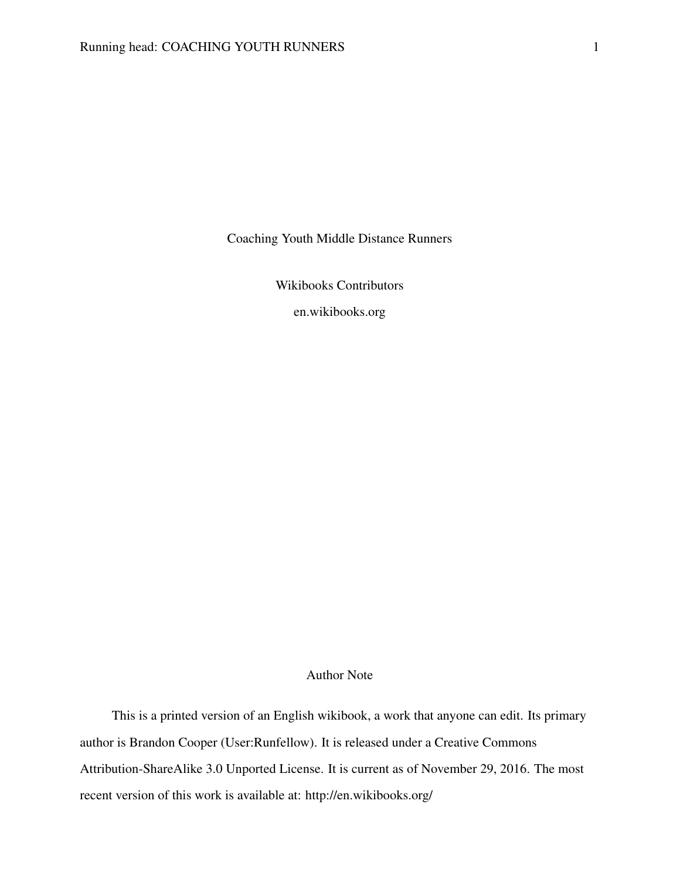# Coaching Youth Middle Distance Runners

Wikibooks Contributors

en.wikibooks.org

## Author Note

This is a printed version of an English wikibook, a work that anyone can edit. Its primary author is Brandon Cooper (User:Runfellow). It is released under a Creative Commons Attribution-ShareAlike 3.0 Unported License. It is current as of November 29, 2016. The most recent version of this work is available at: http://en.wikibooks.org/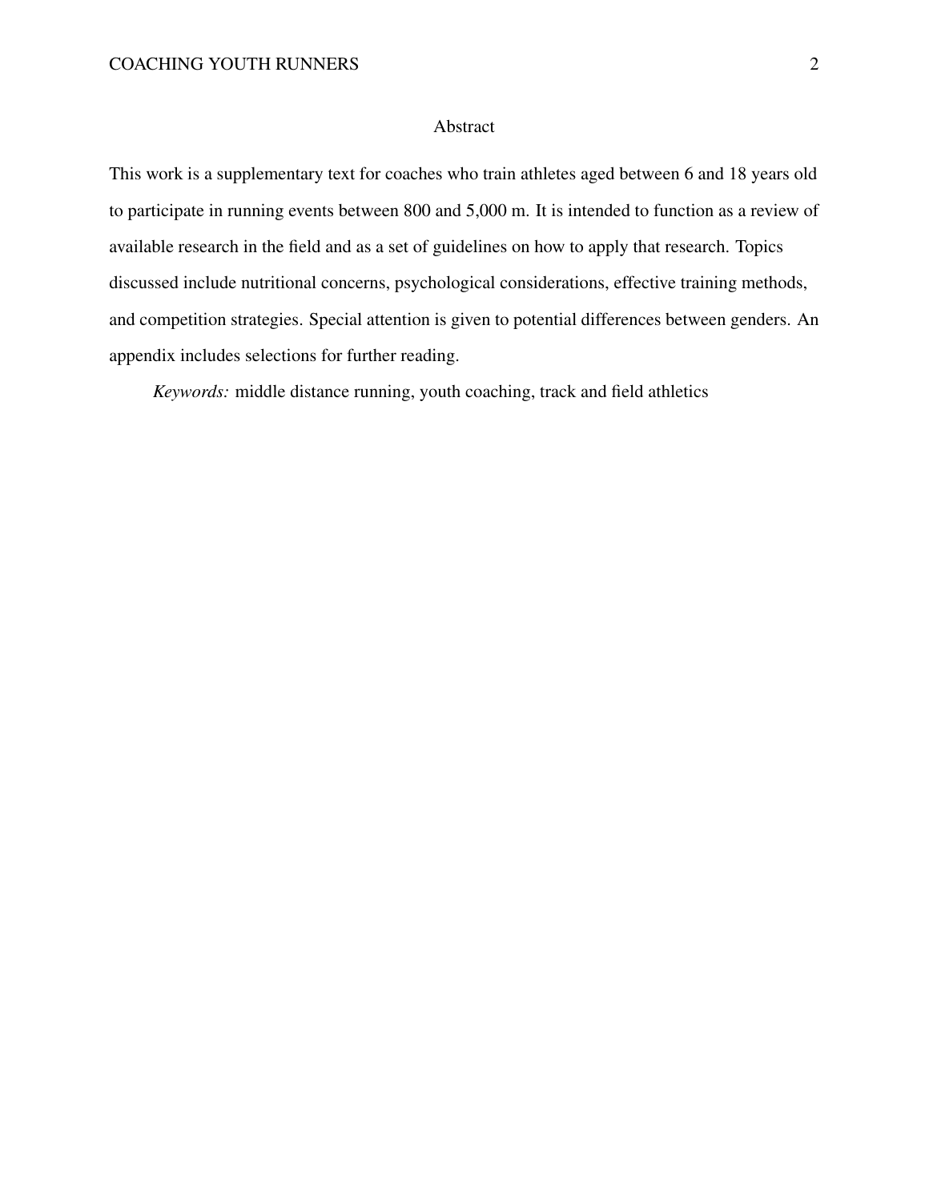# Abstract

This work is a supplementary text for coaches who train athletes aged between 6 and 18 years old to participate in running events between 800 and 5,000 m. It is intended to function as a review of available research in the field and as a set of guidelines on how to apply that research. Topics discussed include nutritional concerns, psychological considerations, effective training methods, and competition strategies. Special attention is given to potential differences between genders. An appendix includes selections for further reading.

*Keywords:* middle distance running, youth coaching, track and field athletics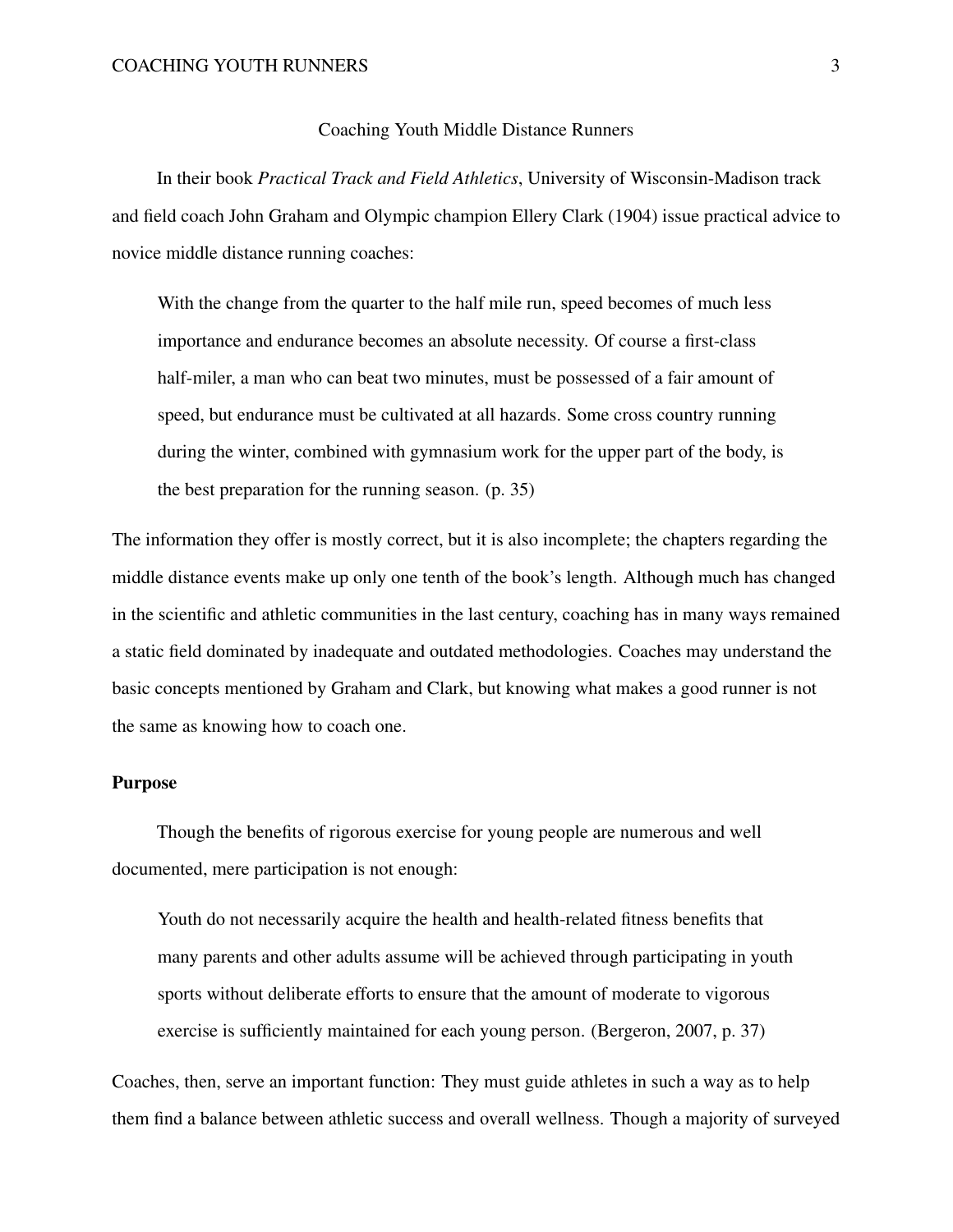# Coaching Youth Middle Distance Runners

In their book *Practical Track and Field Athletics*, University of Wisconsin-Madison track and field coach John Graham and Olympic champion Ellery Clark (1904) issue practical advice to novice middle distance running coaches:

> With the change from the quarter to the half mile run, speed becomes of much less importance and endurance becomes an absolute necessity. Of course a first-class half-miler, a man who can beat two minutes, must be possessed of a fair amount of speed, but endurance must be cultivated at all hazards. Some cross country running during the winter, combined with gymnasium work for the upper part of the body, is the best preparation for the running season. (p. 35)

The information they offer is mostly correct, but it is also incomplete; the chapters regarding the middle distance events make up only one tenth of the book's length. Although much has changed in the scientific and athletic communities in the last century, coaching has in many ways remained a static field dominated by inadequate and outdated methodologies. Coaches may understand the basic concepts mentioned by Graham and Clark, but knowing what makes a good runner is not the same as knowing how to coach one.

## Purpose

Though the benefits of rigorous exercise for young people are numerous and well documented, mere participation is not enough:

> Youth do not necessarily acquire the health and health-related fitness benefits that many parents and other adults assume will be achieved through participating in youth sports without deliberate efforts to ensure that the amount of moderate to vigorous exercise is sufficiently maintained for each young person. (Bergeron, 2007, p. 37)

Coaches, then, serve an important function: They must guide athletes in such a way as to help them find a balance between athletic success and overall wellness. Though a majority of surveyed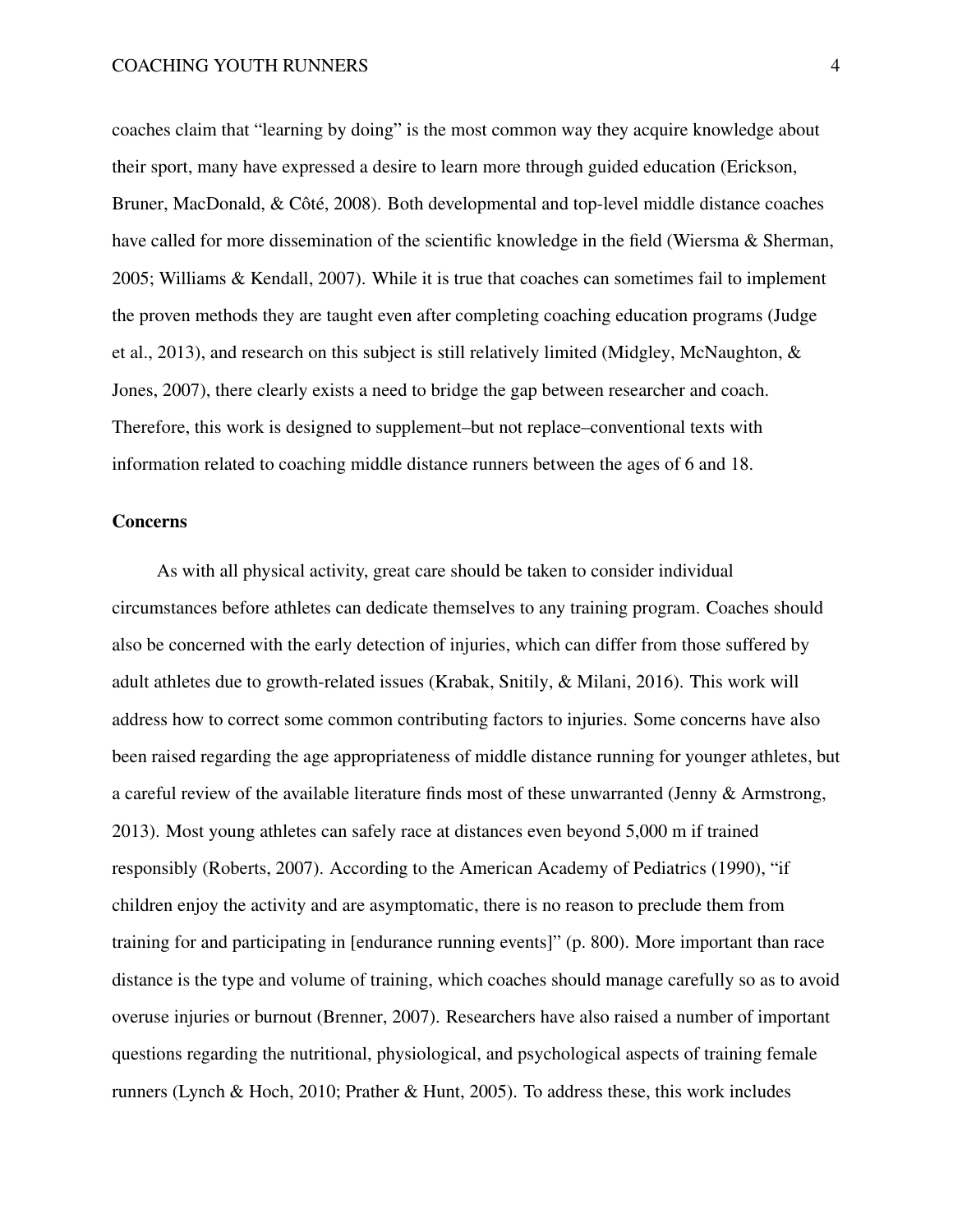coaches claim that "learning by doing" is the most common way they acquire knowledge about their sport, many have expressed a desire to learn more through guided education (Erickson, Bruner, MacDonald, & Côté, 2008). Both developmental and top-level middle distance coaches have called for more dissemination of the scientific knowledge in the field (Wiersma & Sherman, 2005; Williams & Kendall, 2007). While it is true that coaches can sometimes fail to implement the proven methods they are taught even after completing coaching education programs (Judge et al., 2013), and research on this subject is still relatively limited (Midgley, McNaughton, & Jones, 2007), there clearly exists a need to bridge the gap between researcher and coach. Therefore, this work is designed to supplement–but not replace–conventional texts with information related to coaching middle distance runners between the ages of 6 and 18.

## Concerns

As with all physical activity, great care should be taken to consider individual circumstances before athletes can dedicate themselves to any training program. Coaches should also be concerned with the early detection of injuries, which can differ from those suffered by adult athletes due to growth-related issues (Krabak, Snitily, & Milani, 2016). This work will address how to correct some common contributing factors to injuries. Some concerns have also been raised regarding the age appropriateness of middle distance running for younger athletes, but a careful review of the available literature finds most of these unwarranted (Jenny & Armstrong, 2013). Most young athletes can safely race at distances even beyond 5,000 m if trained responsibly (Roberts, 2007). According to the American Academy of Pediatrics (1990), "if children enjoy the activity and are asymptomatic, there is no reason to preclude them from training for and participating in [endurance running events]" (p. 800). More important than race distance is the type and volume of training, which coaches should manage carefully so as to avoid overuse injuries or burnout (Brenner, 2007). Researchers have also raised a number of important questions regarding the nutritional, physiological, and psychological aspects of training female runners (Lynch & Hoch, 2010; Prather & Hunt, 2005). To address these, this work includes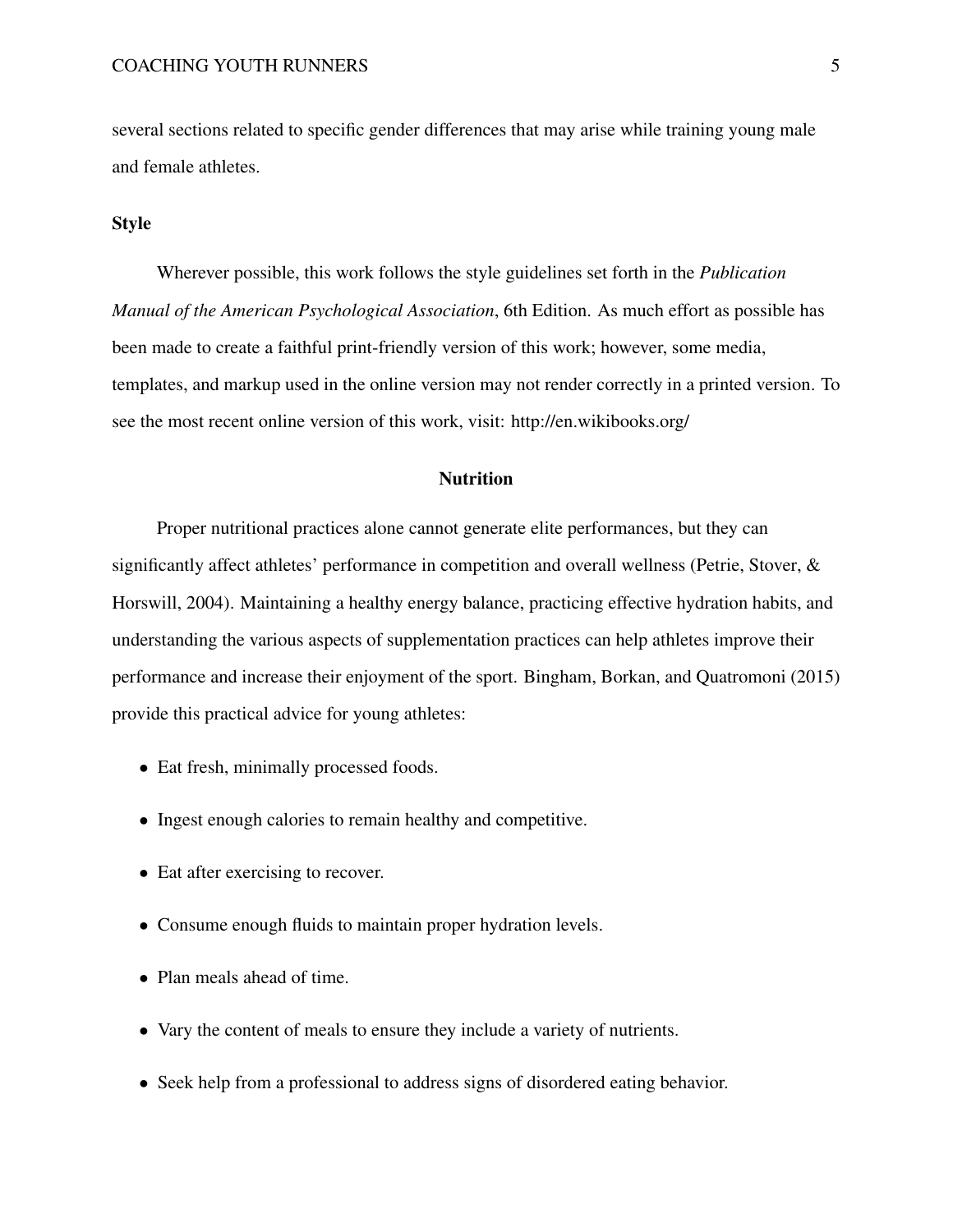several sections related to specific gender differences that may arise while training young male and female athletes.

### Style

Wherever possible, this work follows the style guidelines set forth in the *Publication Manual of the American Psychological Association*, 6th Edition. As much effort as possible has been made to create a faithful print-friendly version of this work; however, some media, templates, and markup used in the online version may not render correctly in a printed version. To see the most recent online version of this work, visit: http://en.wikibooks.org/

## Nutrition

Proper nutritional practices alone cannot generate elite performances, but they can significantly affect athletes' performance in competition and overall wellness (Petrie, Stover, & Horswill, 2004). Maintaining a healthy energy balance, practicing effective hydration habits, and understanding the various aspects of supplementation practices can help athletes improve their performance and increase their enjoyment of the sport. Bingham, Borkan, and Quatromoni (2015) provide this practical advice for young athletes:

- Eat fresh, minimally processed foods.
- Ingest enough calories to remain healthy and competitive.
- Eat after exercising to recover.
- Consume enough fluids to maintain proper hydration levels.
- Plan meals ahead of time.
- Vary the content of meals to ensure they include a variety of nutrients.
- Seek help from a professional to address signs of disordered eating behavior.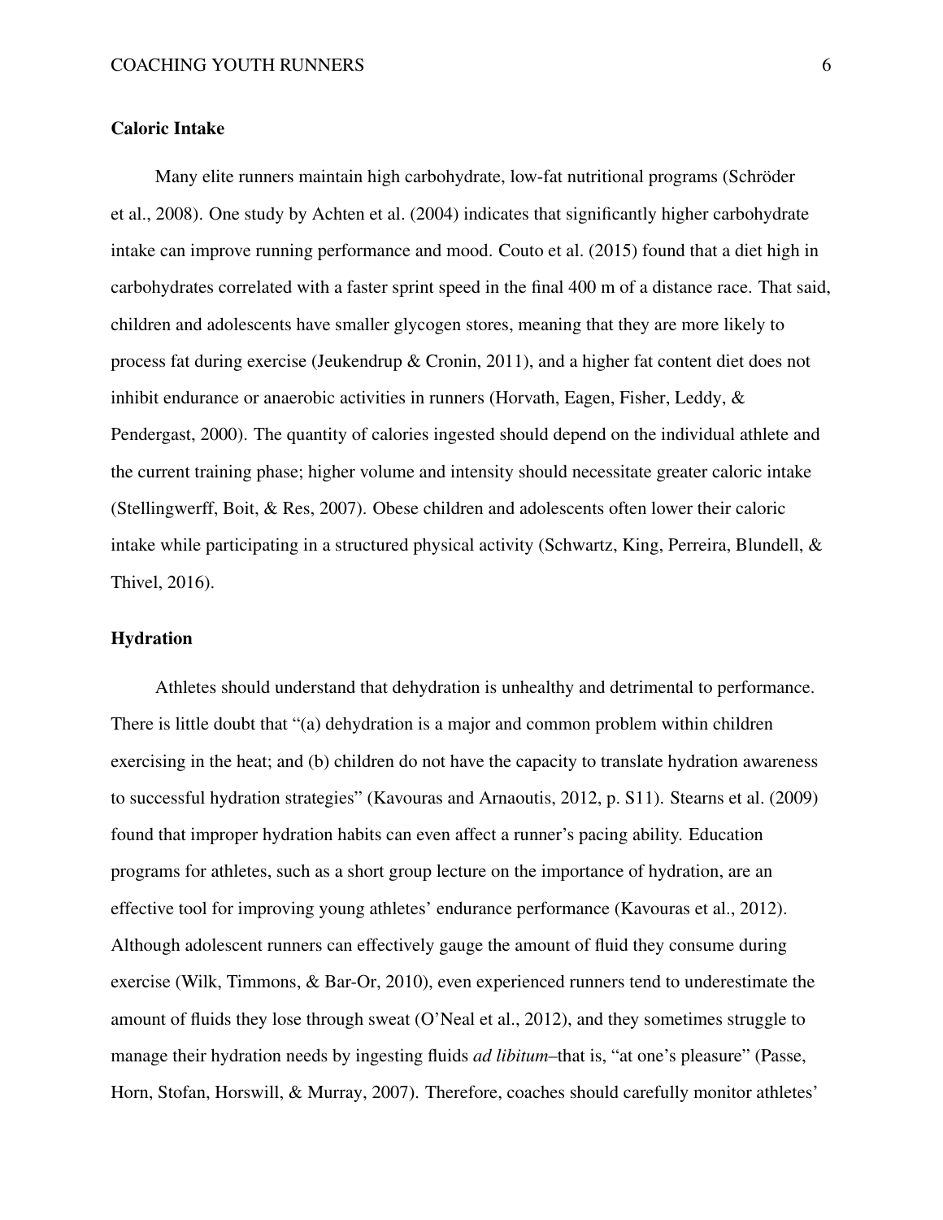### Caloric Intake

Many elite runners maintain high carbohydrate, low-fat nutritional programs (Schröder et al., 2008). One study by Achten et al. (2004) indicates that significantly higher carbohydrate intake can improve running performance and mood. Couto et al. (2015) found that a diet high in carbohydrates correlated with a faster sprint speed in the final 400 m of a distance race. That said, children and adolescents have smaller glycogen stores, meaning that they are more likely to process fat during exercise (Jeukendrup & Cronin, 2011), and a higher fat content diet does not inhibit endurance or anaerobic activities in runners (Horvath, Eagen, Fisher, Leddy, & Pendergast, 2000). The quantity of calories ingested should depend on the individual athlete and the current training phase; higher volume and intensity should necessitate greater caloric intake (Stellingwerff, Boit, & Res, 2007). Obese children and adolescents often lower their caloric intake while participating in a structured physical activity (Schwartz, King, Perreira, Blundell, & Thivel, 2016).

### Hydration

Athletes should understand that dehydration is unhealthy and detrimental to performance. There is little doubt that "(a) dehydration is a major and common problem within children exercising in the heat; and (b) children do not have the capacity to translate hydration awareness to successful hydration strategies" (Kavouras and Arnaoutis, 2012, p. S11). Stearns et al. (2009) found that improper hydration habits can even affect a runner's pacing ability. Education programs for athletes, such as a short group lecture on the importance of hydration, are an effective tool for improving young athletes' endurance performance (Kavouras et al., 2012). Although adolescent runners can effectively gauge the amount of fluid they consume during exercise (Wilk, Timmons, & Bar-Or, 2010), even experienced runners tend to underestimate the amount of fluids they lose through sweat (O'Neal et al., 2012), and they sometimes struggle to manage their hydration needs by ingesting fluids *ad libitum*–that is, "at one's pleasure" (Passe, Horn, Stofan, Horswill, & Murray, 2007). Therefore, coaches should carefully monitor athletes'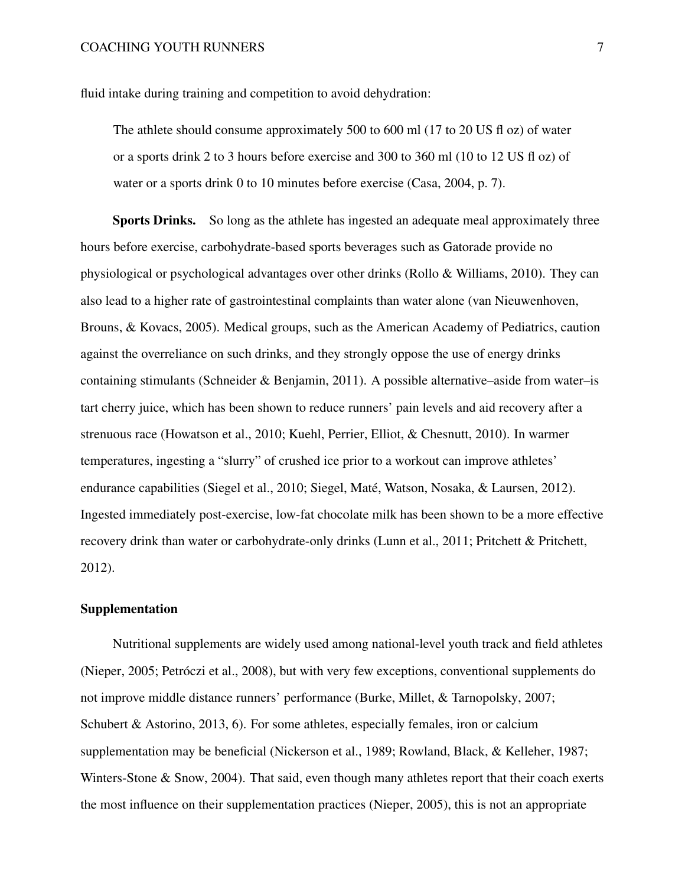fluid intake during training and competition to avoid dehydration:

> The athlete should consume approximately 500 to 600 ml (17 to 20 US fl oz) of water or a sports drink 2 to 3 hours before exercise and 300 to 360 ml (10 to 12 US fl oz) of water or a sports drink 0 to 10 minutes before exercise (Casa, 2004, p. 7).

**Sports Drinks.** So long as the athlete has ingested an adequate meal approximately three hours before exercise, carbohydrate-based sports beverages such as Gatorade provide no physiological or psychological advantages over other drinks (Rollo & Williams, 2010). They can also lead to a higher rate of gastrointestinal complaints than water alone (van Nieuwenhoven, Brouns, & Kovacs, 2005). Medical groups, such as the American Academy of Pediatrics, caution against the overreliance on such drinks, and they strongly oppose the use of energy drinks containing stimulants (Schneider & Benjamin, 2011). A possible alternative–aside from water–is tart cherry juice, which has been shown to reduce runners' pain levels and aid recovery after a strenuous race (Howatson et al., 2010; Kuehl, Perrier, Elliot, & Chesnutt, 2010). In warmer temperatures, ingesting a "slurry" of crushed ice prior to a workout can improve athletes' endurance capabilities (Siegel et al., 2010; Siegel, Maté, Watson, Nosaka, & Laursen, 2012). Ingested immediately post-exercise, low-fat chocolate milk has been shown to be a more effective recovery drink than water or carbohydrate-only drinks (Lunn et al., 2011; Pritchett & Pritchett, 2012).

## Supplementation

Nutritional supplements are widely used among national-level youth track and field athletes (Nieper, 2005; Petróczi et al., 2008), but with very few exceptions, conventional supplements do not improve middle distance runners' performance (Burke, Millet, & Tarnopolsky, 2007; Schubert & Astorino, 2013, 6). For some athletes, especially females, iron or calcium supplementation may be beneficial (Nickerson et al., 1989; Rowland, Black, & Kelleher, 1987; Winters-Stone & Snow, 2004). That said, even though many athletes report that their coach exerts the most influence on their supplementation practices (Nieper, 2005), this is not an appropriate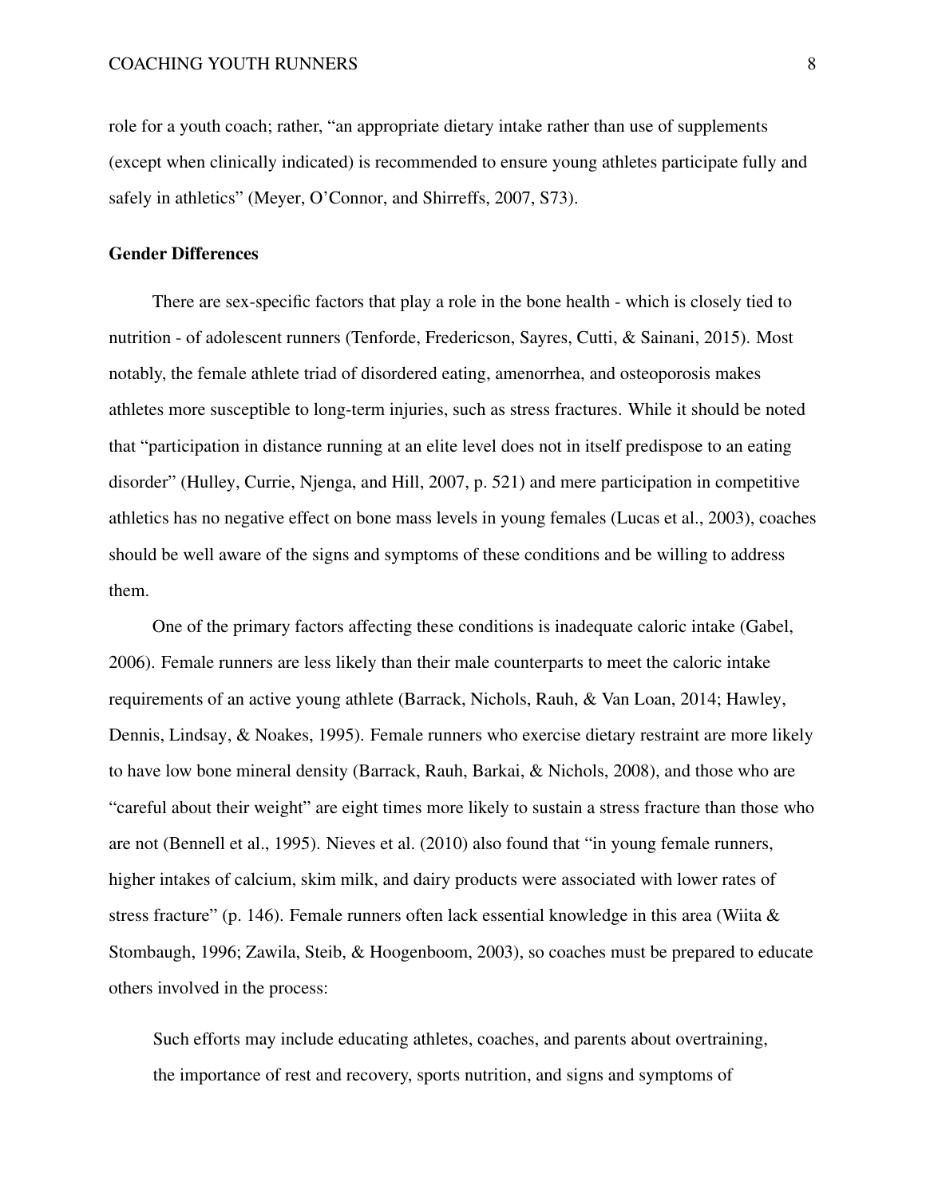role for a youth coach; rather, "an appropriate dietary intake rather than use of supplements (except when clinically indicated) is recommended to ensure young athletes participate fully and safely in athletics" (Meyer, O'Connor, and Shirreffs, 2007, S73).

## Gender Differences

There are sex-specific factors that play a role in the bone health - which is closely tied to nutrition - of adolescent runners (Tenforde, Fredericson, Sayres, Cutti, & Sainani, 2015). Most notably, the female athlete triad of disordered eating, amenorrhea, and osteoporosis makes athletes more susceptible to long-term injuries, such as stress fractures. While it should be noted that "participation in distance running at an elite level does not in itself predispose to an eating disorder" (Hulley, Currie, Njenga, and Hill, 2007, p. 521) and mere participation in competitive athletics has no negative effect on bone mass levels in young females (Lucas et al., 2003), coaches should be well aware of the signs and symptoms of these conditions and be willing to address them.

One of the primary factors affecting these conditions is inadequate caloric intake (Gabel, 2006). Female runners are less likely than their male counterparts to meet the caloric intake requirements of an active young athlete (Barrack, Nichols, Rauh, & Van Loan, 2014; Hawley, Dennis, Lindsay, & Noakes, 1995). Female runners who exercise dietary restraint are more likely to have low bone mineral density (Barrack, Rauh, Barkai, & Nichols, 2008), and those who are "careful about their weight" are eight times more likely to sustain a stress fracture than those who are not (Bennell et al., 1995). Nieves et al. (2010) also found that "in young female runners, higher intakes of calcium, skim milk, and dairy products were associated with lower rates of stress fracture" (p. 146). Female runners often lack essential knowledge in this area (Wiita & Stombaugh, 1996; Zawila, Steib, & Hoogenboom, 2003), so coaches must be prepared to educate others involved in the process:

> Such efforts may include educating athletes, coaches, and parents about overtraining, the importance of rest and recovery, sports nutrition, and signs and symptoms of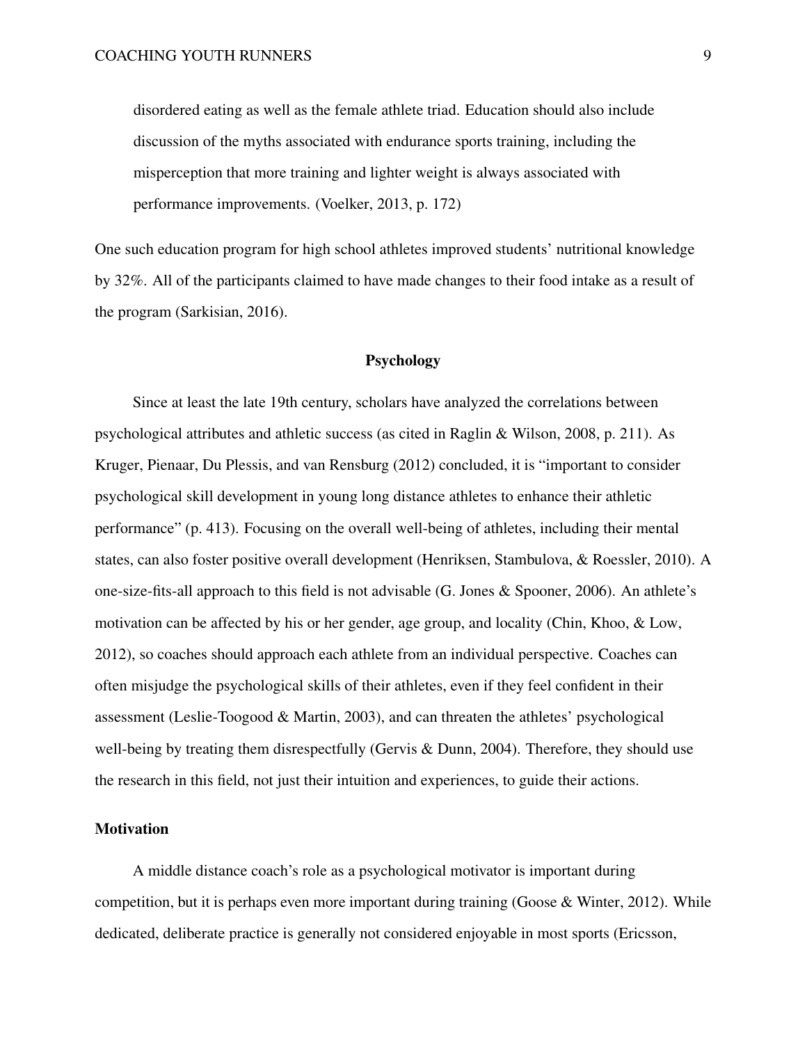> disordered eating as well as the female athlete triad. Education should also include discussion of the myths associated with endurance sports training, including the misperception that more training and lighter weight is always associated with performance improvements. (Voelker, 2013, p. 172)

One such education program for high school athletes improved students' nutritional knowledge by 32%. All of the participants claimed to have made changes to their food intake as a result of the program (Sarkisian, 2016).

## Psychology

Since at least the late 19th century, scholars have analyzed the correlations between psychological attributes and athletic success (as cited in Raglin & Wilson, 2008, p. 211). As Kruger, Pienaar, Du Plessis, and van Rensburg (2012) concluded, it is "important to consider psychological skill development in young long distance athletes to enhance their athletic performance" (p. 413). Focusing on the overall well-being of athletes, including their mental states, can also foster positive overall development (Henriksen, Stambulova, & Roessler, 2010). A one-size-fits-all approach to this field is not advisable (G. Jones & Spooner, 2006). An athlete's motivation can be affected by his or her gender, age group, and locality (Chin, Khoo, & Low, 2012), so coaches should approach each athlete from an individual perspective. Coaches can often misjudge the psychological skills of their athletes, even if they feel confident in their assessment (Leslie-Toogood & Martin, 2003), and can threaten the athletes' psychological well-being by treating them disrespectfully (Gervis & Dunn, 2004). Therefore, they should use the research in this field, not just their intuition and experiences, to guide their actions.

### Motivation

A middle distance coach's role as a psychological motivator is important during competition, but it is perhaps even more important during training (Goose & Winter, 2012). While dedicated, deliberate practice is generally not considered enjoyable in most sports (Ericsson,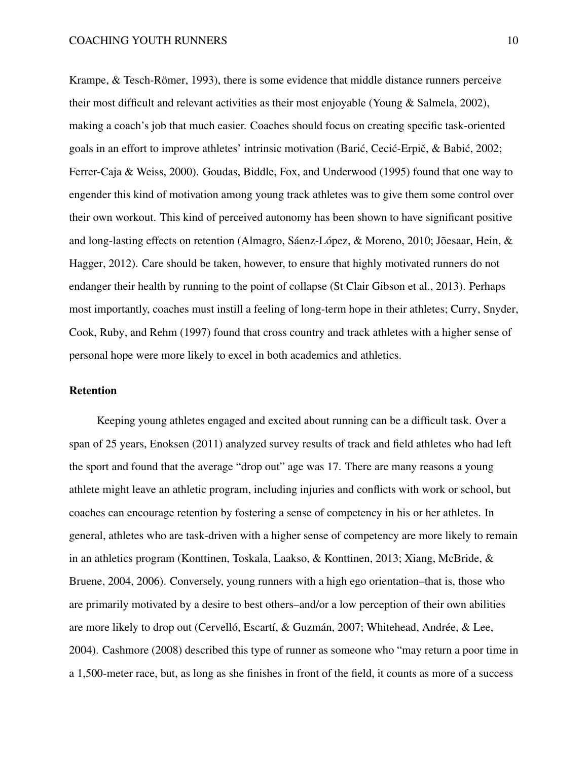Krampe, & Tesch-Römer, 1993), there is some evidence that middle distance runners perceive their most difficult and relevant activities as their most enjoyable (Young & Salmela, 2002), making a coach's job that much easier. Coaches should focus on creating specific task-oriented goals in an effort to improve athletes' intrinsic motivation (Barić, Cecić-Erpič, & Babić, 2002; Ferrer-Caja & Weiss, 2000). Goudas, Biddle, Fox, and Underwood (1995) found that one way to engender this kind of motivation among young track athletes was to give them some control over their own workout. This kind of perceived autonomy has been shown to have significant positive and long-lasting effects on retention (Almagro, Sáenz-López, & Moreno, 2010; Jõesaar, Hein, & Hagger, 2012). Care should be taken, however, to ensure that highly motivated runners do not endanger their health by running to the point of collapse (St Clair Gibson et al., 2013). Perhaps most importantly, coaches must instill a feeling of long-term hope in their athletes; Curry, Snyder, Cook, Ruby, and Rehm (1997) found that cross country and track athletes with a higher sense of personal hope were more likely to excel in both academics and athletics.

## Retention

Keeping young athletes engaged and excited about running can be a difficult task. Over a span of 25 years, Enoksen (2011) analyzed survey results of track and field athletes who had left the sport and found that the average "drop out" age was 17. There are many reasons a young athlete might leave an athletic program, including injuries and conflicts with work or school, but coaches can encourage retention by fostering a sense of competency in his or her athletes. In general, athletes who are task-driven with a higher sense of competency are more likely to remain in an athletics program (Konttinen, Toskala, Laakso, & Konttinen, 2013; Xiang, McBride, & Bruene, 2004, 2006). Conversely, young runners with a high ego orientation–that is, those who are primarily motivated by a desire to best others–and/or a low perception of their own abilities are more likely to drop out (Cervelló, Escartí, & Guzmán, 2007; Whitehead, Andrée, & Lee, 2004). Cashmore (2008) described this type of runner as someone who "may return a poor time in a 1,500-meter race, but, as long as she finishes in front of the field, it counts as more of a success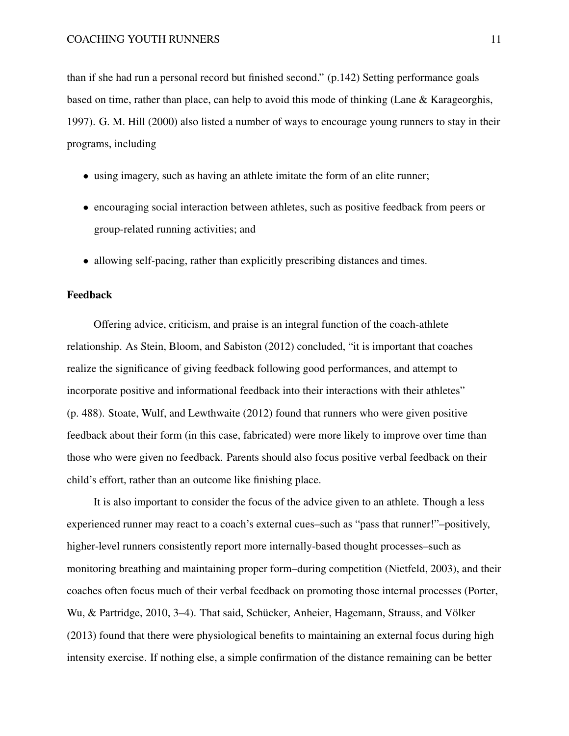than if she had run a personal record but finished second." (p.142) Setting performance goals based on time, rather than place, can help to avoid this mode of thinking (Lane & Karageorghis, 1997). G. M. Hill (2000) also listed a number of ways to encourage young runners to stay in their programs, including

- using imagery, such as having an athlete imitate the form of an elite runner;
- encouraging social interaction between athletes, such as positive feedback from peers or group-related running activities; and
- allowing self-pacing, rather than explicitly prescribing distances and times.

## Feedback

Offering advice, criticism, and praise is an integral function of the coach-athlete relationship. As Stein, Bloom, and Sabiston (2012) concluded, "it is important that coaches realize the significance of giving feedback following good performances, and attempt to incorporate positive and informational feedback into their interactions with their athletes" (p. 488). Stoate, Wulf, and Lewthwaite (2012) found that runners who were given positive feedback about their form (in this case, fabricated) were more likely to improve over time than those who were given no feedback. Parents should also focus positive verbal feedback on their child's effort, rather than an outcome like finishing place.

It is also important to consider the focus of the advice given to an athlete. Though a less experienced runner may react to a coach's external cues–such as "pass that runner!"–positively, higher-level runners consistently report more internally-based thought processes–such as monitoring breathing and maintaining proper form–during competition (Nietfeld, 2003), and their coaches often focus much of their verbal feedback on promoting those internal processes (Porter, Wu, & Partridge, 2010, 3–4). That said, Schücker, Anheier, Hagemann, Strauss, and Völker (2013) found that there were physiological benefits to maintaining an external focus during high intensity exercise. If nothing else, a simple confirmation of the distance remaining can be better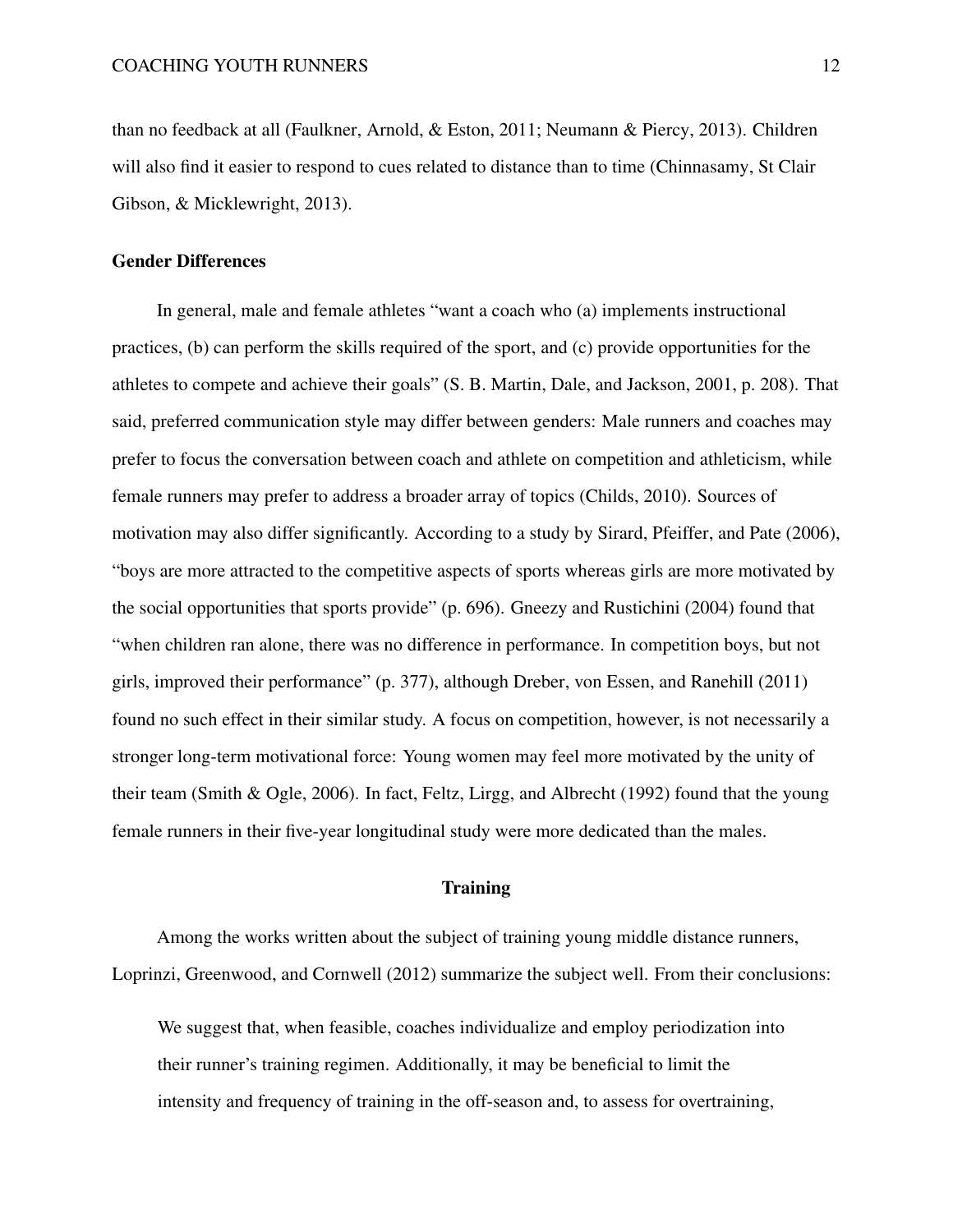than no feedback at all (Faulkner, Arnold, & Eston, 2011; Neumann & Piercy, 2013). Children will also find it easier to respond to cues related to distance than to time (Chinnasamy, St Clair Gibson, & Micklewright, 2013).

### Gender Differences

In general, male and female athletes "want a coach who (a) implements instructional practices, (b) can perform the skills required of the sport, and (c) provide opportunities for the athletes to compete and achieve their goals" (S. B. Martin, Dale, and Jackson, 2001, p. 208). That said, preferred communication style may differ between genders: Male runners and coaches may prefer to focus the conversation between coach and athlete on competition and athleticism, while female runners may prefer to address a broader array of topics (Childs, 2010). Sources of motivation may also differ significantly. According to a study by Sirard, Pfeiffer, and Pate (2006), "boys are more attracted to the competitive aspects of sports whereas girls are more motivated by the social opportunities that sports provide" (p. 696). Gneezy and Rustichini (2004) found that "when children ran alone, there was no difference in performance. In competition boys, but not girls, improved their performance" (p. 377), although Dreber, von Essen, and Ranehill (2011) found no such effect in their similar study. A focus on competition, however, is not necessarily a stronger long-term motivational force: Young women may feel more motivated by the unity of their team (Smith & Ogle, 2006). In fact, Feltz, Lirgg, and Albrecht (1992) found that the young female runners in their five-year longitudinal study were more dedicated than the males.

## Training

Among the works written about the subject of training young middle distance runners, Loprinzi, Greenwood, and Cornwell (2012) summarize the subject well. From their conclusions:

> We suggest that, when feasible, coaches individualize and employ periodization into their runner's training regimen. Additionally, it may be beneficial to limit the intensity and frequency of training in the off-season and, to assess for overtraining,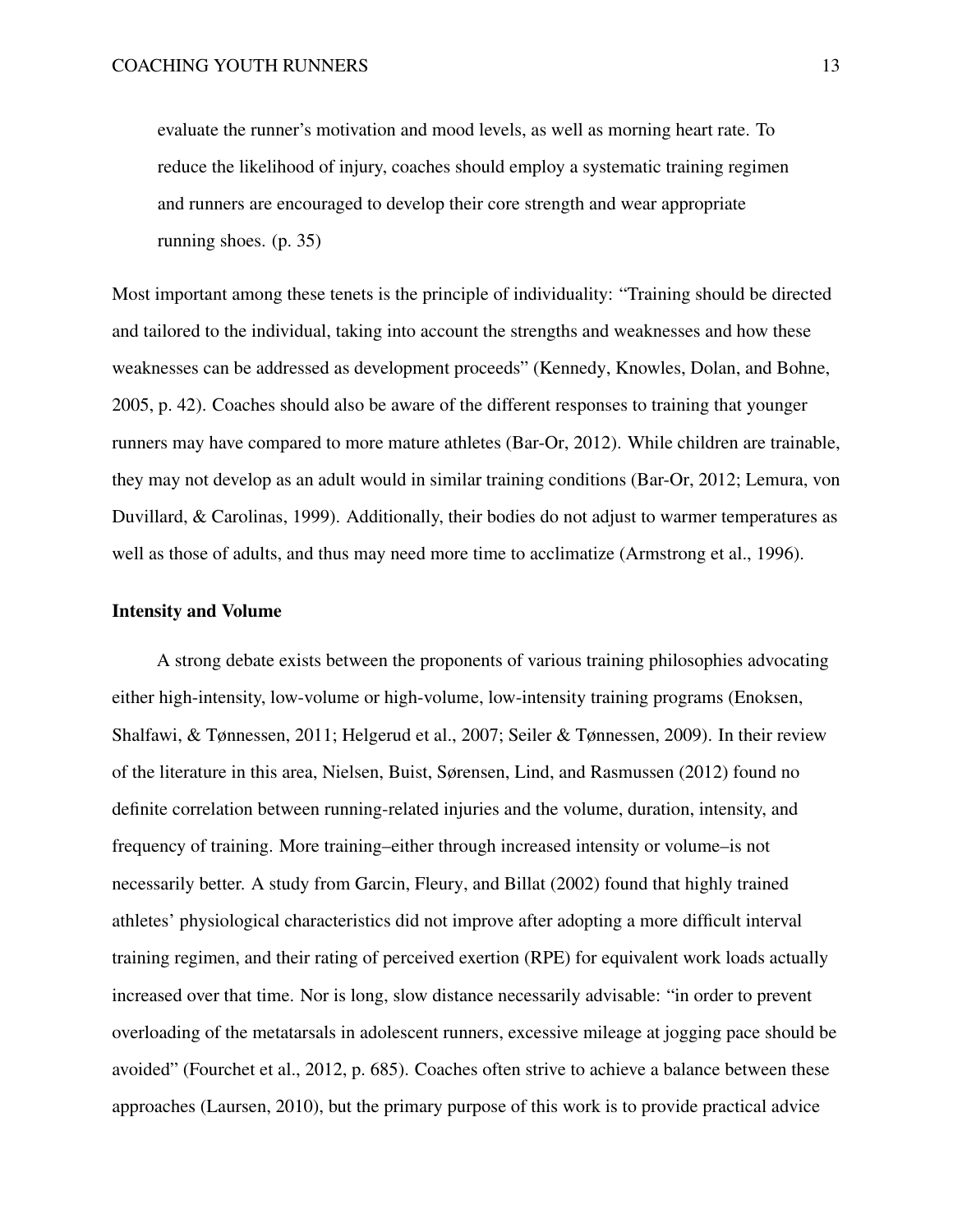> evaluate the runner's motivation and mood levels, as well as morning heart rate. To reduce the likelihood of injury, coaches should employ a systematic training regimen and runners are encouraged to develop their core strength and wear appropriate running shoes. (p. 35)

Most important among these tenets is the principle of individuality: "Training should be directed and tailored to the individual, taking into account the strengths and weaknesses and how these weaknesses can be addressed as development proceeds" (Kennedy, Knowles, Dolan, and Bohne, 2005, p. 42). Coaches should also be aware of the different responses to training that younger runners may have compared to more mature athletes (Bar-Or, 2012). While children are trainable, they may not develop as an adult would in similar training conditions (Bar-Or, 2012; Lemura, von Duvillard, & Carolinas, 1999). Additionally, their bodies do not adjust to warmer temperatures as well as those of adults, and thus may need more time to acclimatize (Armstrong et al., 1996).

### Intensity and Volume

A strong debate exists between the proponents of various training philosophies advocating either high-intensity, low-volume or high-volume, low-intensity training programs (Enoksen, Shalfawi, & Tønnessen, 2011; Helgerud et al., 2007; Seiler & Tønnessen, 2009). In their review of the literature in this area, Nielsen, Buist, Sørensen, Lind, and Rasmussen (2012) found no definite correlation between running-related injuries and the volume, duration, intensity, and frequency of training. More training–either through increased intensity or volume–is not necessarily better. A study from Garcin, Fleury, and Billat (2002) found that highly trained athletes' physiological characteristics did not improve after adopting a more difficult interval training regimen, and their rating of perceived exertion (RPE) for equivalent work loads actually increased over that time. Nor is long, slow distance necessarily advisable: "in order to prevent overloading of the metatarsals in adolescent runners, excessive mileage at jogging pace should be avoided" (Fourchet et al., 2012, p. 685). Coaches often strive to achieve a balance between these approaches (Laursen, 2010), but the primary purpose of this work is to provide practical advice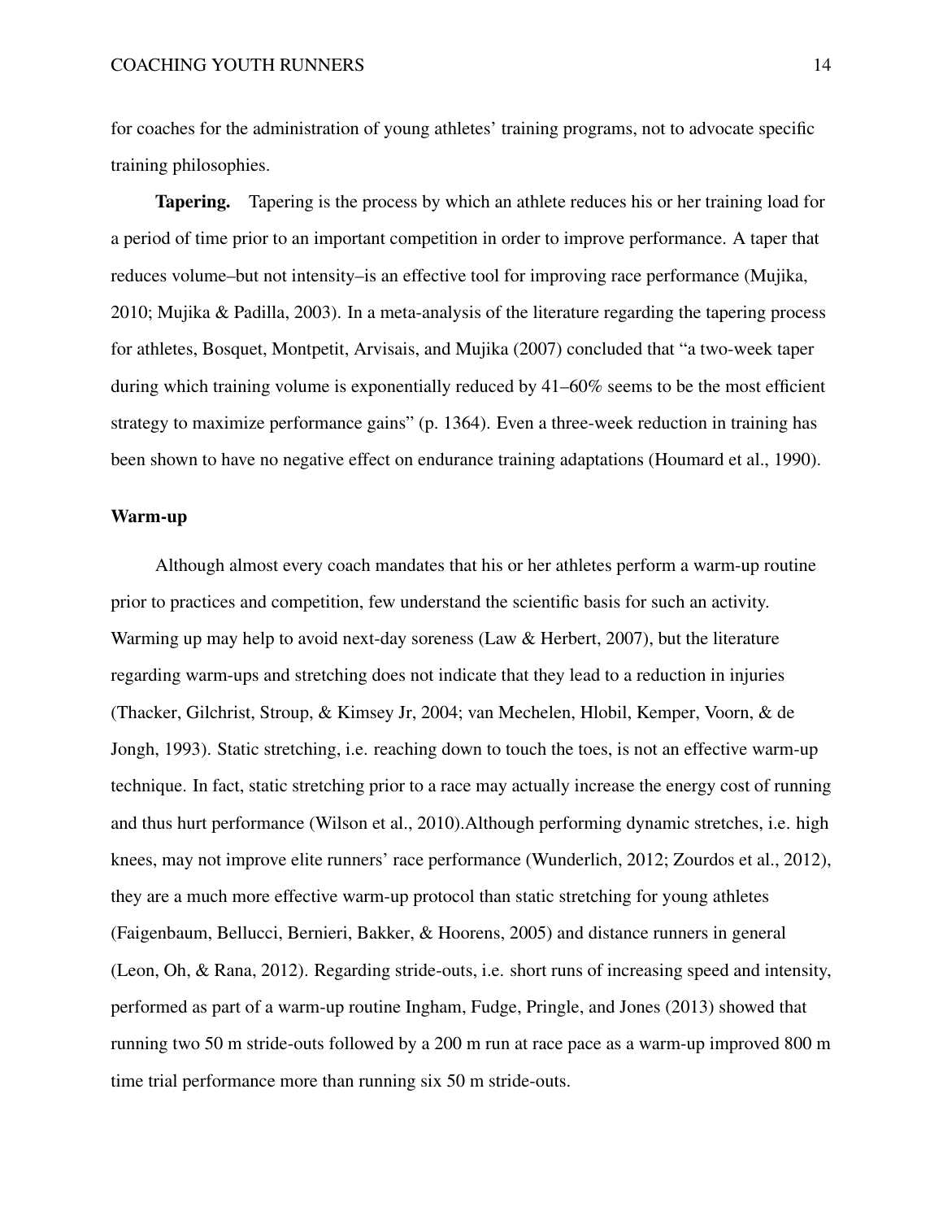for coaches for the administration of young athletes' training programs, not to advocate specific training philosophies.

**Tapering.** Tapering is the process by which an athlete reduces his or her training load for a period of time prior to an important competition in order to improve performance. A taper that reduces volume–but not intensity–is an effective tool for improving race performance (Mujika, 2010; Mujika & Padilla, 2003). In a meta-analysis of the literature regarding the tapering process for athletes, Bosquet, Montpetit, Arvisais, and Mujika (2007) concluded that "a two-week taper during which training volume is exponentially reduced by 41–60% seems to be the most efficient strategy to maximize performance gains" (p. 1364). Even a three-week reduction in training has been shown to have no negative effect on endurance training adaptations (Houmard et al., 1990).

## Warm-up

Although almost every coach mandates that his or her athletes perform a warm-up routine prior to practices and competition, few understand the scientific basis for such an activity. Warming up may help to avoid next-day soreness (Law & Herbert, 2007), but the literature regarding warm-ups and stretching does not indicate that they lead to a reduction in injuries (Thacker, Gilchrist, Stroup, & Kimsey Jr, 2004; van Mechelen, Hlobil, Kemper, Voorn, & de Jongh, 1993). Static stretching, i.e. reaching down to touch the toes, is not an effective warm-up technique. In fact, static stretching prior to a race may actually increase the energy cost of running and thus hurt performance (Wilson et al., 2010).Although performing dynamic stretches, i.e. high knees, may not improve elite runners' race performance (Wunderlich, 2012; Zourdos et al., 2012), they are a much more effective warm-up protocol than static stretching for young athletes (Faigenbaum, Bellucci, Bernieri, Bakker, & Hoorens, 2005) and distance runners in general (Leon, Oh, & Rana, 2012). Regarding stride-outs, i.e. short runs of increasing speed and intensity, performed as part of a warm-up routine Ingham, Fudge, Pringle, and Jones (2013) showed that running two 50 m stride-outs followed by a 200 m run at race pace as a warm-up improved 800 m time trial performance more than running six 50 m stride-outs.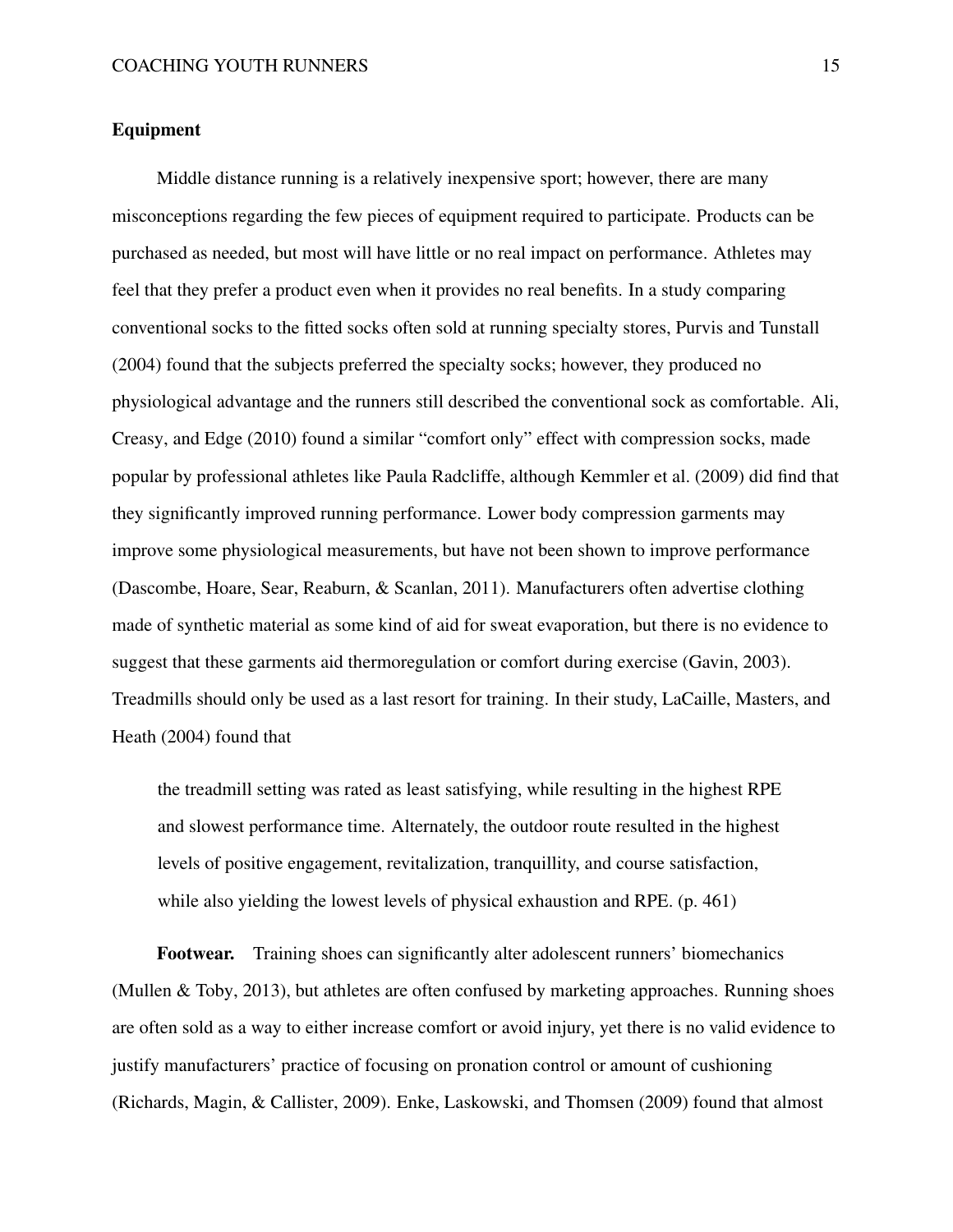## Equipment

Middle distance running is a relatively inexpensive sport; however, there are many misconceptions regarding the few pieces of equipment required to participate. Products can be purchased as needed, but most will have little or no real impact on performance. Athletes may feel that they prefer a product even when it provides no real benefits. In a study comparing conventional socks to the fitted socks often sold at running specialty stores, Purvis and Tunstall (2004) found that the subjects preferred the specialty socks; however, they produced no physiological advantage and the runners still described the conventional sock as comfortable. Ali, Creasy, and Edge (2010) found a similar "comfort only" effect with compression socks, made popular by professional athletes like Paula Radcliffe, although Kemmler et al. (2009) did find that they significantly improved running performance. Lower body compression garments may improve some physiological measurements, but have not been shown to improve performance (Dascombe, Hoare, Sear, Reaburn, & Scanlan, 2011). Manufacturers often advertise clothing made of synthetic material as some kind of aid for sweat evaporation, but there is no evidence to suggest that these garments aid thermoregulation or comfort during exercise (Gavin, 2003). Treadmills should only be used as a last resort for training. In their study, LaCaille, Masters, and Heath (2004) found that

> the treadmill setting was rated as least satisfying, while resulting in the highest RPE and slowest performance time. Alternately, the outdoor route resulted in the highest levels of positive engagement, revitalization, tranquillity, and course satisfaction, while also yielding the lowest levels of physical exhaustion and RPE. (p. 461)

**Footwear.** Training shoes can significantly alter adolescent runners' biomechanics (Mullen & Toby, 2013), but athletes are often confused by marketing approaches. Running shoes are often sold as a way to either increase comfort or avoid injury, yet there is no valid evidence to justify manufacturers' practice of focusing on pronation control or amount of cushioning (Richards, Magin, & Callister, 2009). Enke, Laskowski, and Thomsen (2009) found that almost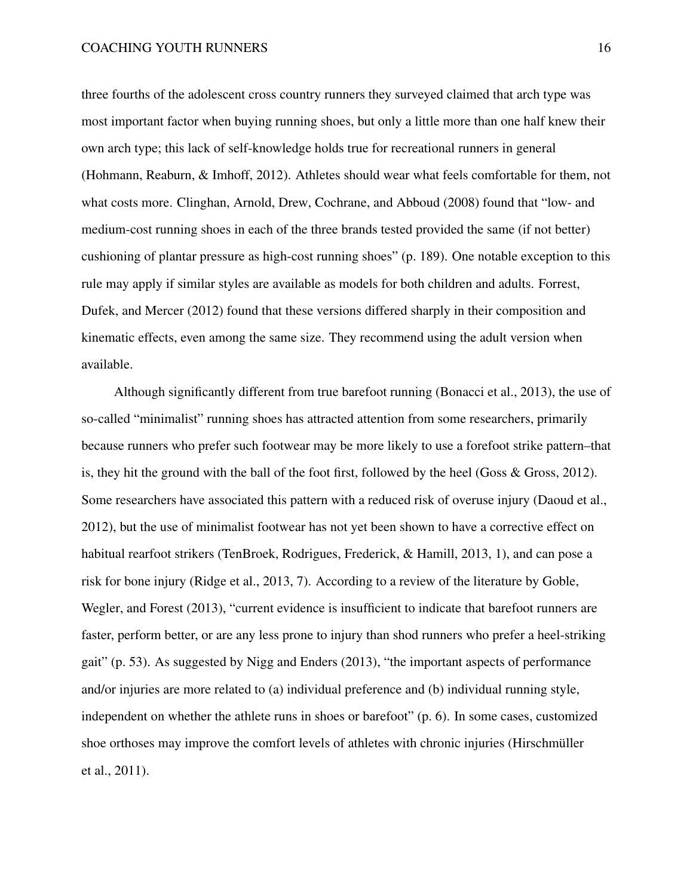three fourths of the adolescent cross country runners they surveyed claimed that arch type was most important factor when buying running shoes, but only a little more than one half knew their own arch type; this lack of self-knowledge holds true for recreational runners in general (Hohmann, Reaburn, & Imhoff, 2012). Athletes should wear what feels comfortable for them, not what costs more. Clinghan, Arnold, Drew, Cochrane, and Abboud (2008) found that "low- and medium-cost running shoes in each of the three brands tested provided the same (if not better) cushioning of plantar pressure as high-cost running shoes" (p. 189). One notable exception to this rule may apply if similar styles are available as models for both children and adults. Forrest, Dufek, and Mercer (2012) found that these versions differed sharply in their composition and kinematic effects, even among the same size. They recommend using the adult version when available.

Although significantly different from true barefoot running (Bonacci et al., 2013), the use of so-called "minimalist" running shoes has attracted attention from some researchers, primarily because runners who prefer such footwear may be more likely to use a forefoot strike pattern–that is, they hit the ground with the ball of the foot first, followed by the heel (Goss & Gross, 2012). Some researchers have associated this pattern with a reduced risk of overuse injury (Daoud et al., 2012), but the use of minimalist footwear has not yet been shown to have a corrective effect on habitual rearfoot strikers (TenBroek, Rodrigues, Frederick, & Hamill, 2013, 1), and can pose a risk for bone injury (Ridge et al., 2013, 7). According to a review of the literature by Goble, Wegler, and Forest (2013), "current evidence is insufficient to indicate that barefoot runners are faster, perform better, or are any less prone to injury than shod runners who prefer a heel-striking gait" (p. 53). As suggested by Nigg and Enders (2013), "the important aspects of performance and/or injuries are more related to (a) individual preference and (b) individual running style, independent on whether the athlete runs in shoes or barefoot" (p. 6). In some cases, customized shoe orthoses may improve the comfort levels of athletes with chronic injuries (Hirschmüller et al., 2011).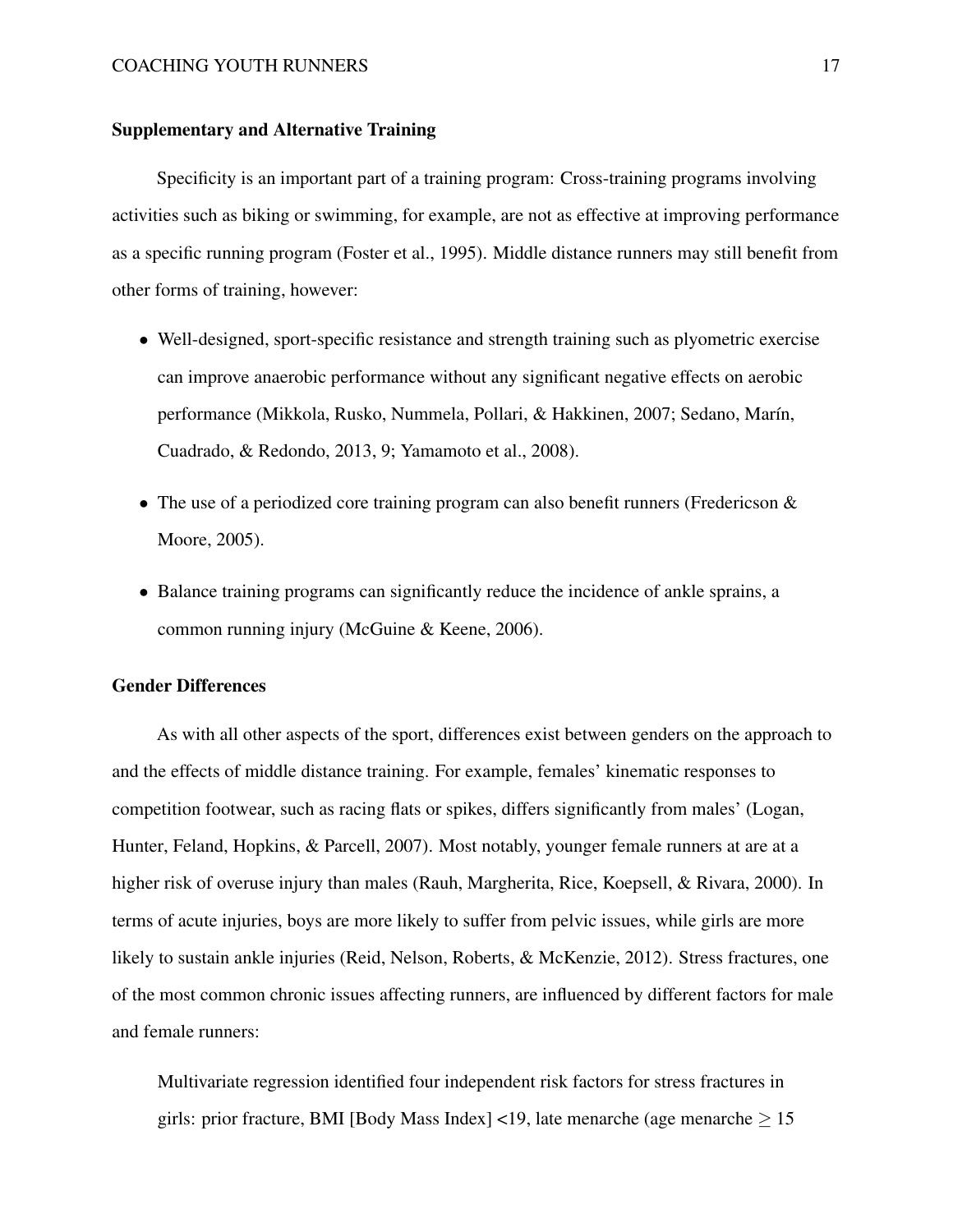## Supplementary and Alternative Training

Specificity is an important part of a training program: Cross-training programs involving activities such as biking or swimming, for example, are not as effective at improving performance as a specific running program (Foster et al., 1995). Middle distance runners may still benefit from other forms of training, however:

- Well-designed, sport-specific resistance and strength training such as plyometric exercise can improve anaerobic performance without any significant negative effects on aerobic performance (Mikkola, Rusko, Nummela, Pollari, & Hakkinen, 2007; Sedano, Marín, Cuadrado, & Redondo, 2013, 9; Yamamoto et al., 2008).
- The use of a periodized core training program can also benefit runners (Fredericson & Moore, 2005).
- Balance training programs can significantly reduce the incidence of ankle sprains, a common running injury (McGuine & Keene, 2006).

## Gender Differences

As with all other aspects of the sport, differences exist between genders on the approach to and the effects of middle distance training. For example, females' kinematic responses to competition footwear, such as racing flats or spikes, differs significantly from males' (Logan, Hunter, Feland, Hopkins, & Parcell, 2007). Most notably, younger female runners at are at a higher risk of overuse injury than males (Rauh, Margherita, Rice, Koepsell, & Rivara, 2000). In terms of acute injuries, boys are more likely to suffer from pelvic issues, while girls are more likely to sustain ankle injuries (Reid, Nelson, Roberts, & McKenzie, 2012). Stress fractures, one of the most common chronic issues affecting runners, are influenced by different factors for male and female runners:

> Multivariate regression identified four independent risk factors for stress fractures in girls: prior fracture, BMI [Body Mass Index] <19, late menarche (age menarche $\geq$ 15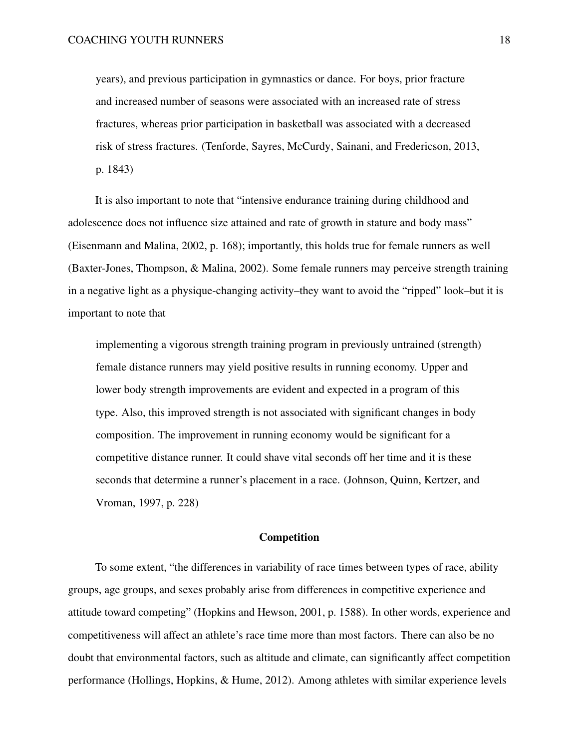> years), and previous participation in gymnastics or dance. For boys, prior fracture and increased number of seasons were associated with an increased rate of stress fractures, whereas prior participation in basketball was associated with a decreased risk of stress fractures. (Tenforde, Sayres, McCurdy, Sainani, and Fredericson, 2013, p. 1843)

It is also important to note that "intensive endurance training during childhood and adolescence does not influence size attained and rate of growth in stature and body mass" (Eisenmann and Malina, 2002, p. 168); importantly, this holds true for female runners as well (Baxter-Jones, Thompson, & Malina, 2002). Some female runners may perceive strength training in a negative light as a physique-changing activity–they want to avoid the "ripped" look–but it is important to note that

> implementing a vigorous strength training program in previously untrained (strength) female distance runners may yield positive results in running economy. Upper and lower body strength improvements are evident and expected in a program of this type. Also, this improved strength is not associated with significant changes in body composition. The improvement in running economy would be significant for a competitive distance runner. It could shave vital seconds off her time and it is these seconds that determine a runner's placement in a race. (Johnson, Quinn, Kertzer, and Vroman, 1997, p. 228)

## Competition

To some extent, "the differences in variability of race times between types of race, ability groups, age groups, and sexes probably arise from differences in competitive experience and attitude toward competing" (Hopkins and Hewson, 2001, p. 1588). In other words, experience and competitiveness will affect an athlete's race time more than most factors. There can also be no doubt that environmental factors, such as altitude and climate, can significantly affect competition performance (Hollings, Hopkins, & Hume, 2012). Among athletes with similar experience levels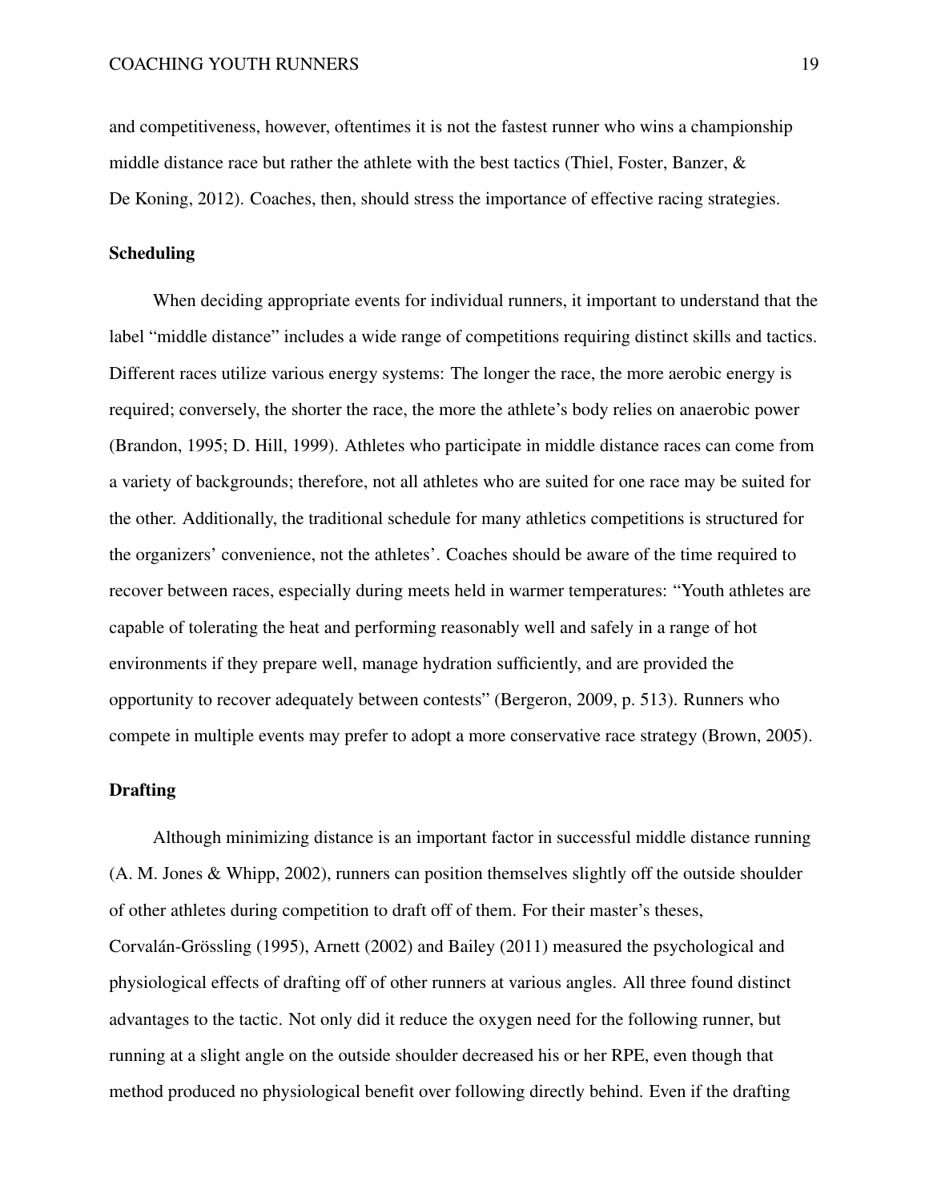and competitiveness, however, oftentimes it is not the fastest runner who wins a championship middle distance race but rather the athlete with the best tactics (Thiel, Foster, Banzer, & De Koning, 2012). Coaches, then, should stress the importance of effective racing strategies.

## Scheduling

When deciding appropriate events for individual runners, it important to understand that the label "middle distance" includes a wide range of competitions requiring distinct skills and tactics. Different races utilize various energy systems: The longer the race, the more aerobic energy is required; conversely, the shorter the race, the more the athlete's body relies on anaerobic power (Brandon, 1995; D. Hill, 1999). Athletes who participate in middle distance races can come from a variety of backgrounds; therefore, not all athletes who are suited for one race may be suited for the other. Additionally, the traditional schedule for many athletics competitions is structured for the organizers' convenience, not the athletes'. Coaches should be aware of the time required to recover between races, especially during meets held in warmer temperatures: "Youth athletes are capable of tolerating the heat and performing reasonably well and safely in a range of hot environments if they prepare well, manage hydration sufficiently, and are provided the opportunity to recover adequately between contests" (Bergeron, 2009, p. 513). Runners who compete in multiple events may prefer to adopt a more conservative race strategy (Brown, 2005).

## Drafting

Although minimizing distance is an important factor in successful middle distance running (A. M. Jones & Whipp, 2002), runners can position themselves slightly off the outside shoulder of other athletes during competition to draft off of them. For their master's theses, Corvalán-Grössling (1995), Arnett (2002) and Bailey (2011) measured the psychological and physiological effects of drafting off of other runners at various angles. All three found distinct advantages to the tactic. Not only did it reduce the oxygen need for the following runner, but running at a slight angle on the outside shoulder decreased his or her RPE, even though that method produced no physiological benefit over following directly behind. Even if the drafting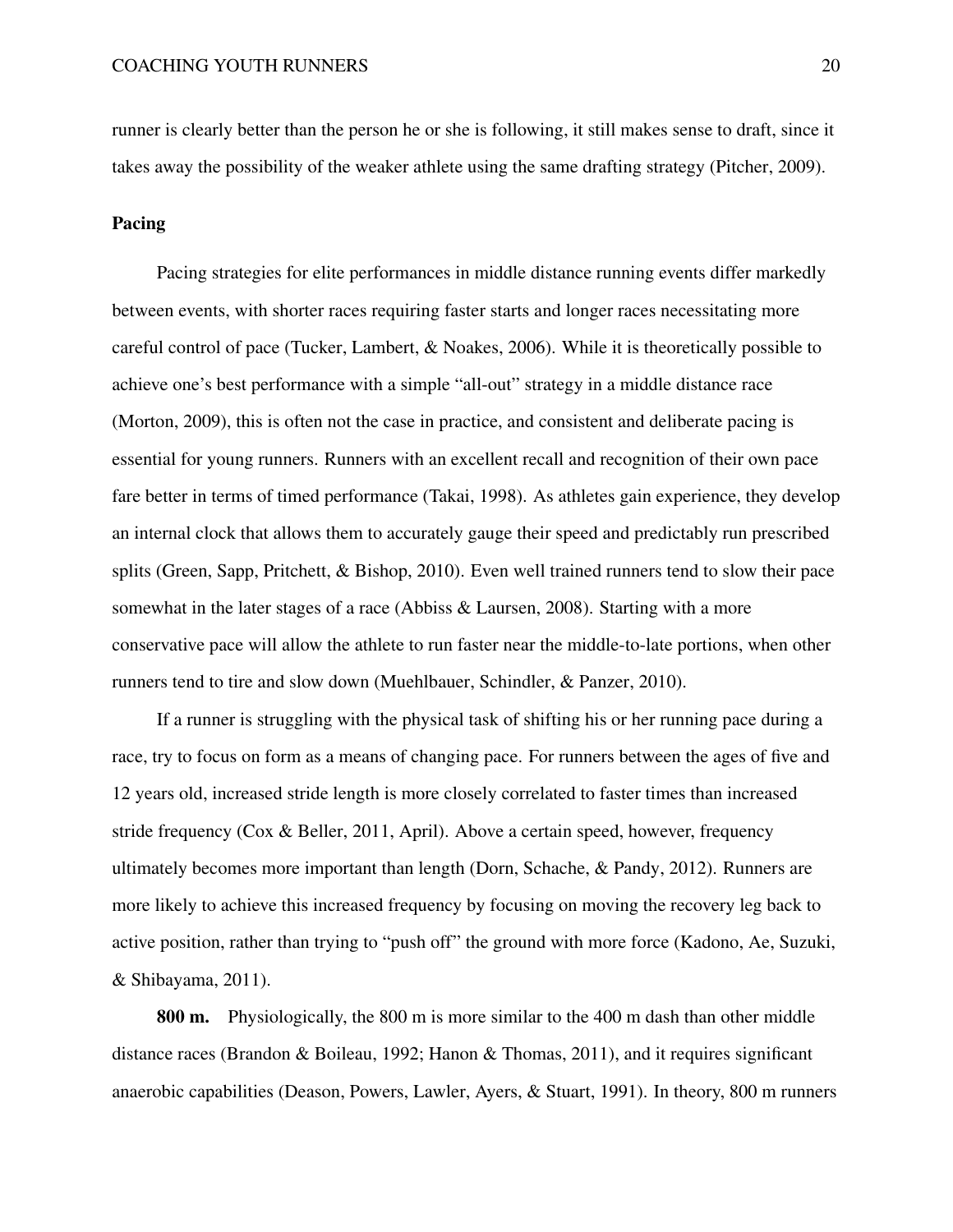runner is clearly better than the person he or she is following, it still makes sense to draft, since it takes away the possibility of the weaker athlete using the same drafting strategy (Pitcher, 2009).

## Pacing

Pacing strategies for elite performances in middle distance running events differ markedly between events, with shorter races requiring faster starts and longer races necessitating more careful control of pace (Tucker, Lambert, & Noakes, 2006). While it is theoretically possible to achieve one's best performance with a simple "all-out" strategy in a middle distance race (Morton, 2009), this is often not the case in practice, and consistent and deliberate pacing is essential for young runners. Runners with an excellent recall and recognition of their own pace fare better in terms of timed performance (Takai, 1998). As athletes gain experience, they develop an internal clock that allows them to accurately gauge their speed and predictably run prescribed splits (Green, Sapp, Pritchett, & Bishop, 2010). Even well trained runners tend to slow their pace somewhat in the later stages of a race (Abbiss & Laursen, 2008). Starting with a more conservative pace will allow the athlete to run faster near the middle-to-late portions, when other runners tend to tire and slow down (Muehlbauer, Schindler, & Panzer, 2010).

If a runner is struggling with the physical task of shifting his or her running pace during a race, try to focus on form as a means of changing pace. For runners between the ages of five and 12 years old, increased stride length is more closely correlated to faster times than increased stride frequency (Cox & Beller, 2011, April). Above a certain speed, however, frequency ultimately becomes more important than length (Dorn, Schache, & Pandy, 2012). Runners are more likely to achieve this increased frequency by focusing on moving the recovery leg back to active position, rather than trying to "push off" the ground with more force (Kadono, Ae, Suzuki, & Shibayama, 2011).

**800 m.** Physiologically, the 800 m is more similar to the 400 m dash than other middle distance races (Brandon & Boileau, 1992; Hanon & Thomas, 2011), and it requires significant anaerobic capabilities (Deason, Powers, Lawler, Ayers, & Stuart, 1991). In theory, 800 m runners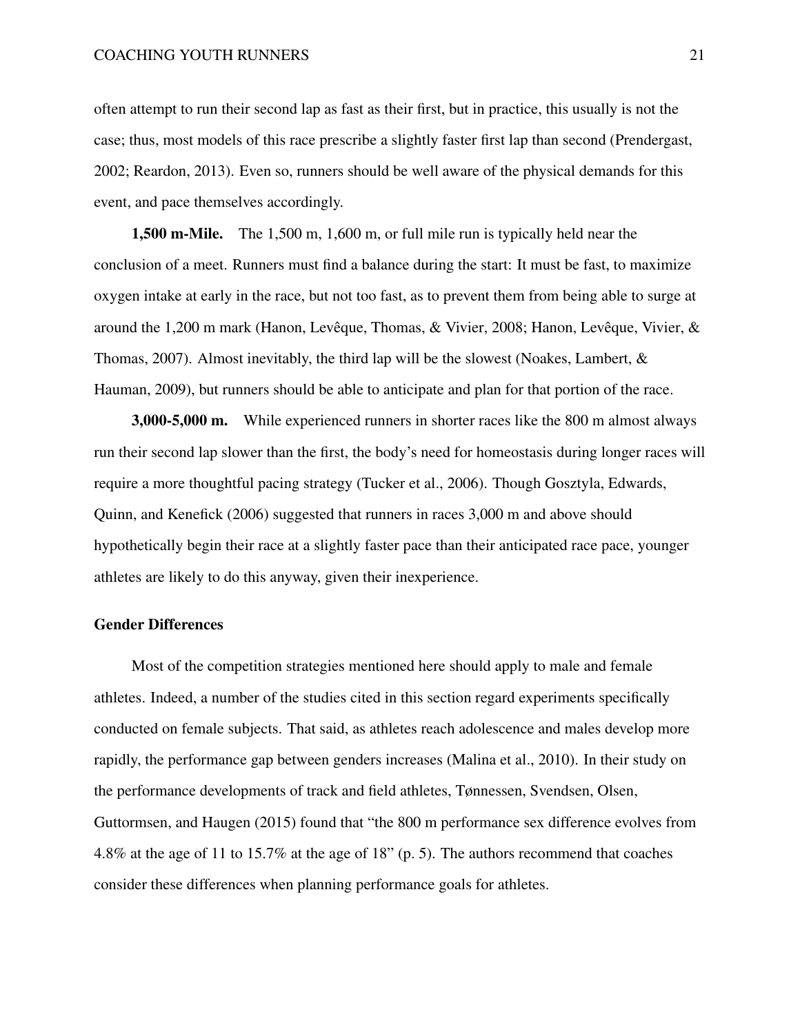often attempt to run their second lap as fast as their first, but in practice, this usually is not the case; thus, most models of this race prescribe a slightly faster first lap than second (Prendergast, 2002; Reardon, 2013). Even so, runners should be well aware of the physical demands for this event, and pace themselves accordingly.

**1,500 m-Mile.** The 1,500 m, 1,600 m, or full mile run is typically held near the conclusion of a meet. Runners must find a balance during the start: It must be fast, to maximize oxygen intake at early in the race, but not too fast, as to prevent them from being able to surge at around the 1,200 m mark (Hanon, Levêque, Thomas, & Vivier, 2008; Hanon, Levêque, Vivier, & Thomas, 2007). Almost inevitably, the third lap will be the slowest (Noakes, Lambert, & Hauman, 2009), but runners should be able to anticipate and plan for that portion of the race.

**3,000-5,000 m.** While experienced runners in shorter races like the 800 m almost always run their second lap slower than the first, the body's need for homeostasis during longer races will require a more thoughtful pacing strategy (Tucker et al., 2006). Though Gosztyla, Edwards, Quinn, and Kenefick (2006) suggested that runners in races 3,000 m and above should hypothetically begin their race at a slightly faster pace than their anticipated race pace, younger athletes are likely to do this anyway, given their inexperience.

## Gender Differences

Most of the competition strategies mentioned here should apply to male and female athletes. Indeed, a number of the studies cited in this section regard experiments specifically conducted on female subjects. That said, as athletes reach adolescence and males develop more rapidly, the performance gap between genders increases (Malina et al., 2010). In their study on the performance developments of track and field athletes, Tønnessen, Svendsen, Olsen, Guttormsen, and Haugen (2015) found that "the 800 m performance sex difference evolves from 4.8% at the age of 11 to 15.7% at the age of 18" (p. 5). The authors recommend that coaches consider these differences when planning performance goals for athletes.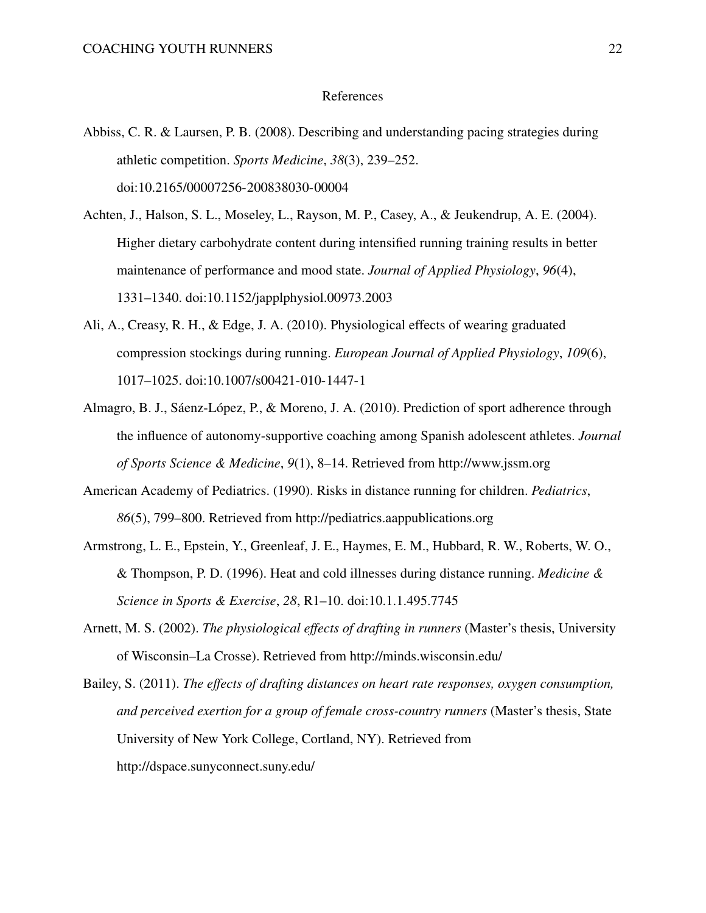# References

Abbiss, C. R. & Laursen, P. B. (2008). Describing and understanding pacing strategies during athletic competition. *Sports Medicine*, *38*(3), 239–252. doi:10.2165/00007256-200838030-00004

Achten, J., Halson, S. L., Moseley, L., Rayson, M. P., Casey, A., & Jeukendrup, A. E. (2004). Higher dietary carbohydrate content during intensified running training results in better maintenance of performance and mood state. *Journal of Applied Physiology*, *96*(4), 1331–1340. doi:10.1152/japplphysiol.00973.2003

Ali, A., Creasy, R. H., & Edge, J. A. (2010). Physiological effects of wearing graduated compression stockings during running. *European Journal of Applied Physiology*, *109*(6), 1017–1025. doi:10.1007/s00421-010-1447-1

Almagro, B. J., Sáenz-López, P., & Moreno, J. A. (2010). Prediction of sport adherence through the influence of autonomy-supportive coaching among Spanish adolescent athletes. *Journal of Sports Science & Medicine*, *9*(1), 8–14. Retrieved from http://www.jssm.org

American Academy of Pediatrics. (1990). Risks in distance running for children. *Pediatrics*, *86*(5), 799–800. Retrieved from http://pediatrics.aappublications.org

Armstrong, L. E., Epstein, Y., Greenleaf, J. E., Haymes, E. M., Hubbard, R. W., Roberts, W. O., & Thompson, P. D. (1996). Heat and cold illnesses during distance running. *Medicine & Science in Sports & Exercise*, *28*, R1–10. doi:10.1.1.495.7745

Arnett, M. S. (2002). *The physiological effects of drafting in runners* (Master's thesis, University of Wisconsin–La Crosse). Retrieved from http://minds.wisconsin.edu/

Bailey, S. (2011). *The effects of drafting distances on heart rate responses, oxygen consumption, and perceived exertion for a group of female cross-country runners* (Master's thesis, State University of New York College, Cortland, NY). Retrieved from http://dspace.sunyconnect.suny.edu/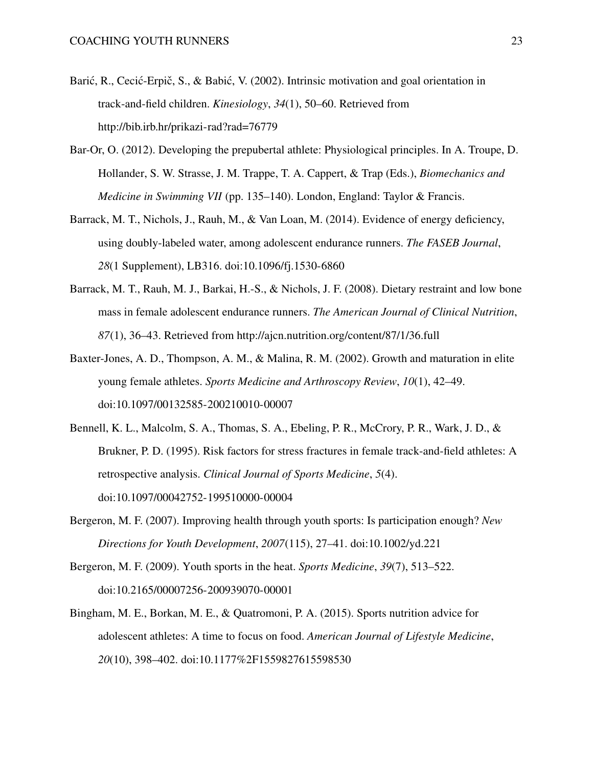Barić, R., Cecić-Erpič, S., & Babić, V. (2002). Intrinsic motivation and goal orientation in track-and-field children. *Kinesiology*, *34*(1), 50–60. Retrieved from http://bib.irb.hr/prikazi-rad?rad=76779

Bar-Or, O. (2012). Developing the prepubertal athlete: Physiological principles. In A. Troupe, D. Hollander, S. W. Strasse, J. M. Trappe, T. A. Cappert, & Trap (Eds.), *Biomechanics and Medicine in Swimming VII* (pp. 135–140). London, England: Taylor & Francis.

Barrack, M. T., Nichols, J., Rauh, M., & Van Loan, M. (2014). Evidence of energy deficiency, using doubly-labeled water, among adolescent endurance runners. *The FASEB Journal*, *28*(1 Supplement), LB316. doi:10.1096/fj.1530-6860

Barrack, M. T., Rauh, M. J., Barkai, H.-S., & Nichols, J. F. (2008). Dietary restraint and low bone mass in female adolescent endurance runners. *The American Journal of Clinical Nutrition*, *87*(1), 36–43. Retrieved from http://ajcn.nutrition.org/content/87/1/36.full

Baxter-Jones, A. D., Thompson, A. M., & Malina, R. M. (2002). Growth and maturation in elite young female athletes. *Sports Medicine and Arthroscopy Review*, *10*(1), 42–49. doi:10.1097/00132585-200210010-00007

Bennell, K. L., Malcolm, S. A., Thomas, S. A., Ebeling, P. R., McCrory, P. R., Wark, J. D., & Brukner, P. D. (1995). Risk factors for stress fractures in female track-and-field athletes: A retrospective analysis. *Clinical Journal of Sports Medicine*, *5*(4). doi:10.1097/00042752-199510000-00004

Bergeron, M. F. (2007). Improving health through youth sports: Is participation enough? *New Directions for Youth Development*, *2007*(115), 27–41. doi:10.1002/yd.221

Bergeron, M. F. (2009). Youth sports in the heat. *Sports Medicine*, *39*(7), 513–522. doi:10.2165/00007256-200939070-00001

Bingham, M. E., Borkan, M. E., & Quatromoni, P. A. (2015). Sports nutrition advice for adolescent athletes: A time to focus on food. *American Journal of Lifestyle Medicine*, *20*(10), 398–402. doi:10.1177%2F1559827615598530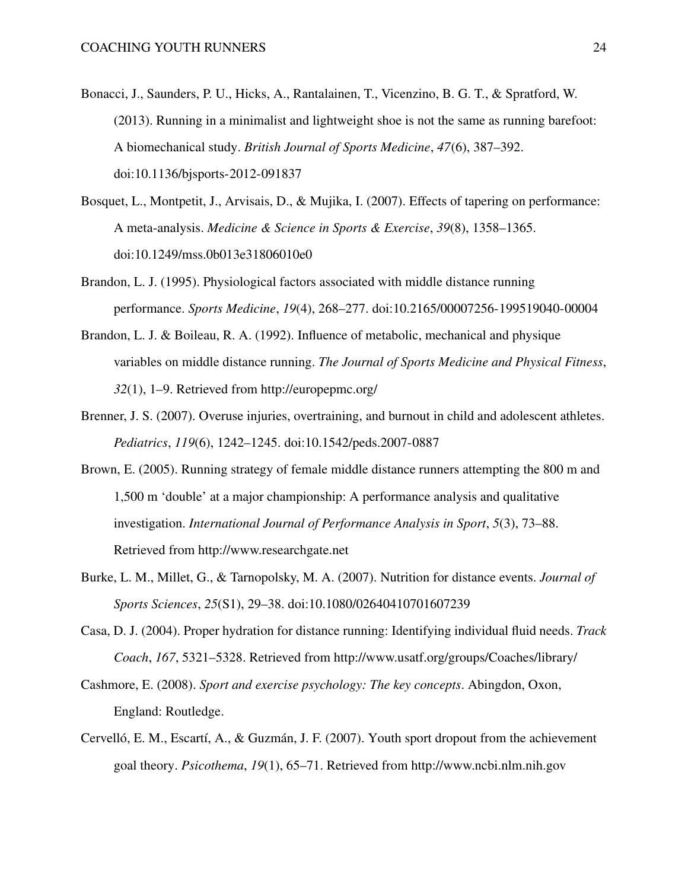Bonacci, J., Saunders, P. U., Hicks, A., Rantalainen, T., Vicenzino, B. G. T., & Spratford, W. (2013). Running in a minimalist and lightweight shoe is not the same as running barefoot: A biomechanical study. *British Journal of Sports Medicine*, *47*(6), 387–392. doi:10.1136/bjsports-2012-091837

Bosquet, L., Montpetit, J., Arvisais, D., & Mujika, I. (2007). Effects of tapering on performance: A meta-analysis. *Medicine & Science in Sports & Exercise*, *39*(8), 1358–1365. doi:10.1249/mss.0b013e31806010e0

Brandon, L. J. (1995). Physiological factors associated with middle distance running performance. *Sports Medicine*, *19*(4), 268–277. doi:10.2165/00007256-199519040-00004

Brandon, L. J. & Boileau, R. A. (1992). Influence of metabolic, mechanical and physique variables on middle distance running. *The Journal of Sports Medicine and Physical Fitness*, *32*(1), 1–9. Retrieved from http://europepmc.org/

Brenner, J. S. (2007). Overuse injuries, overtraining, and burnout in child and adolescent athletes. *Pediatrics*, *119*(6), 1242–1245. doi:10.1542/peds.2007-0887

Brown, E. (2005). Running strategy of female middle distance runners attempting the 800 m and 1,500 m 'double' at a major championship: A performance analysis and qualitative investigation. *International Journal of Performance Analysis in Sport*, *5*(3), 73–88. Retrieved from http://www.researchgate.net

Burke, L. M., Millet, G., & Tarnopolsky, M. A. (2007). Nutrition for distance events. *Journal of Sports Sciences*, *25*(S1), 29–38. doi:10.1080/02640410701607239

Casa, D. J. (2004). Proper hydration for distance running: Identifying individual fluid needs. *Track Coach*, *167*, 5321–5328. Retrieved from http://www.usatf.org/groups/Coaches/library/

Cashmore, E. (2008). *Sport and exercise psychology: The key concepts*. Abingdon, Oxon, England: Routledge.

Cervelló, E. M., Escartí, A., & Guzmán, J. F. (2007). Youth sport dropout from the achievement goal theory. *Psicothema*, *19*(1), 65–71. Retrieved from http://www.ncbi.nlm.nih.gov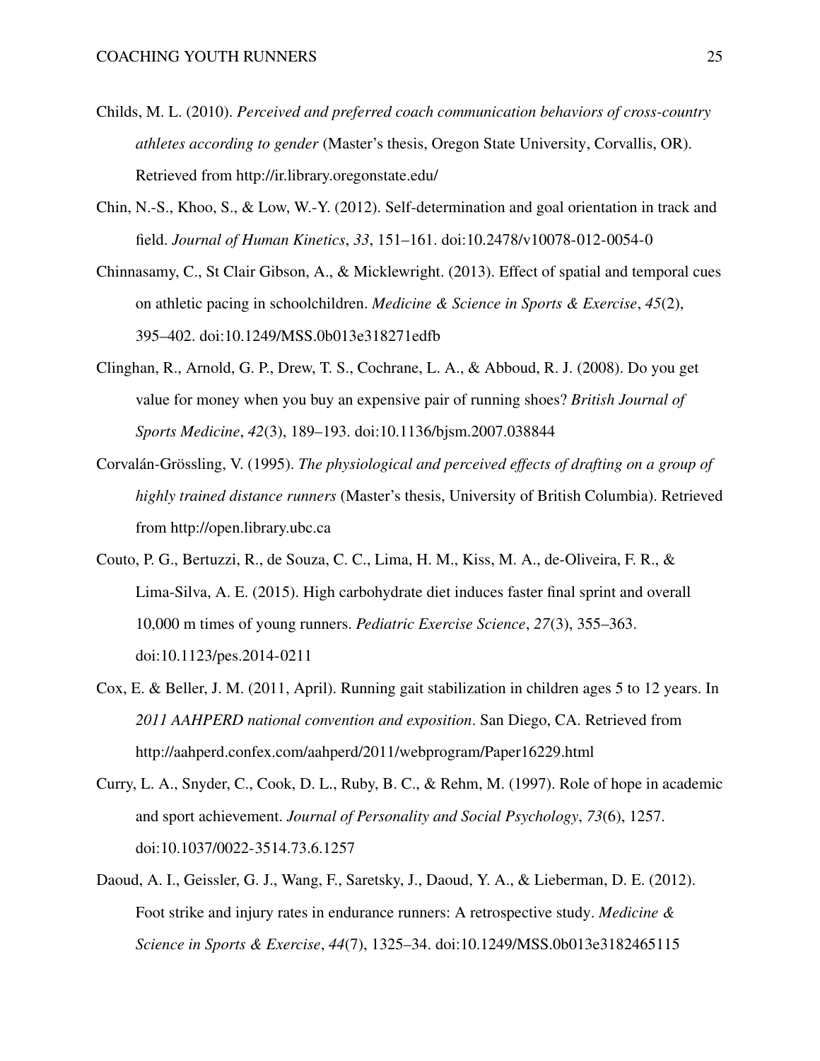Childs, M. L. (2010). *Perceived and preferred coach communication behaviors of cross-country athletes according to gender* (Master's thesis, Oregon State University, Corvallis, OR). Retrieved from http://ir.library.oregonstate.edu/

Chin, N.-S., Khoo, S., & Low, W.-Y. (2012). Self-determination and goal orientation in track and field. *Journal of Human Kinetics*, *33*, 151–161. doi:10.2478/v10078-012-0054-0

Chinnasamy, C., St Clair Gibson, A., & Micklewright. (2013). Effect of spatial and temporal cues on athletic pacing in schoolchildren. *Medicine & Science in Sports & Exercise*, *45*(2), 395–402. doi:10.1249/MSS.0b013e318271edfb

Clinghan, R., Arnold, G. P., Drew, T. S., Cochrane, L. A., & Abboud, R. J. (2008). Do you get value for money when you buy an expensive pair of running shoes? *British Journal of Sports Medicine*, *42*(3), 189–193. doi:10.1136/bjsm.2007.038844

Corvalán-Grössling, V. (1995). *The physiological and perceived effects of drafting on a group of highly trained distance runners* (Master's thesis, University of British Columbia). Retrieved from http://open.library.ubc.ca

Couto, P. G., Bertuzzi, R., de Souza, C. C., Lima, H. M., Kiss, M. A., de-Oliveira, F. R., & Lima-Silva, A. E. (2015). High carbohydrate diet induces faster final sprint and overall 10,000 m times of young runners. *Pediatric Exercise Science*, *27*(3), 355–363. doi:10.1123/pes.2014-0211

Cox, E. & Beller, J. M. (2011, April). Running gait stabilization in children ages 5 to 12 years. In *2011 AAHPERD national convention and exposition*. San Diego, CA. Retrieved from http://aahperd.confex.com/aahperd/2011/webprogram/Paper16229.html

Curry, L. A., Snyder, C., Cook, D. L., Ruby, B. C., & Rehm, M. (1997). Role of hope in academic and sport achievement. *Journal of Personality and Social Psychology*, *73*(6), 1257. doi:10.1037/0022-3514.73.6.1257

Daoud, A. I., Geissler, G. J., Wang, F., Saretsky, J., Daoud, Y. A., & Lieberman, D. E. (2012). Foot strike and injury rates in endurance runners: A retrospective study. *Medicine & Science in Sports & Exercise*, *44*(7), 1325–34. doi:10.1249/MSS.0b013e3182465115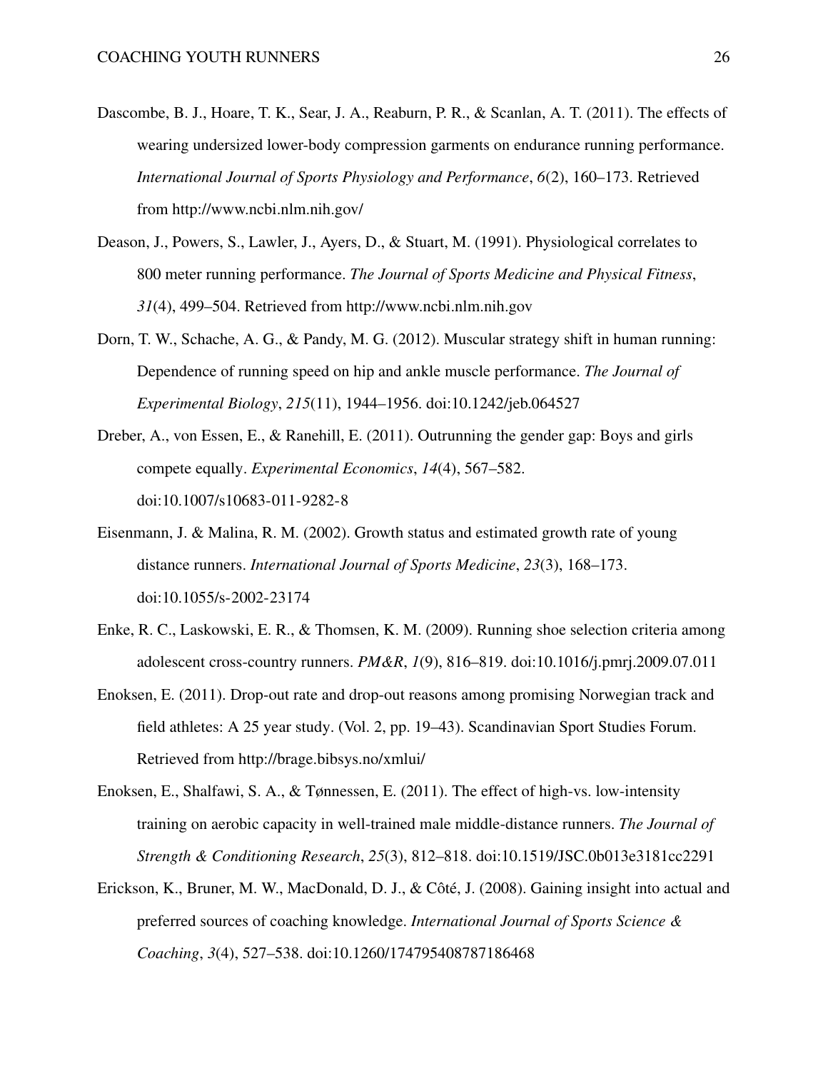Dascombe, B. J., Hoare, T. K., Sear, J. A., Reaburn, P. R., & Scanlan, A. T. (2011). The effects of wearing undersized lower-body compression garments on endurance running performance. *International Journal of Sports Physiology and Performance*, *6*(2), 160–173. Retrieved from http://www.ncbi.nlm.nih.gov/

Deason, J., Powers, S., Lawler, J., Ayers, D., & Stuart, M. (1991). Physiological correlates to 800 meter running performance. *The Journal of Sports Medicine and Physical Fitness*, *31*(4), 499–504. Retrieved from http://www.ncbi.nlm.nih.gov

Dorn, T. W., Schache, A. G., & Pandy, M. G. (2012). Muscular strategy shift in human running: Dependence of running speed on hip and ankle muscle performance. *The Journal of Experimental Biology*, *215*(11), 1944–1956. doi:10.1242/jeb.064527

Dreber, A., von Essen, E., & Ranehill, E. (2011). Outrunning the gender gap: Boys and girls compete equally. *Experimental Economics*, *14*(4), 567–582. doi:10.1007/s10683-011-9282-8

Eisenmann, J. & Malina, R. M. (2002). Growth status and estimated growth rate of young distance runners. *International Journal of Sports Medicine*, *23*(3), 168–173. doi:10.1055/s-2002-23174

Enke, R. C., Laskowski, E. R., & Thomsen, K. M. (2009). Running shoe selection criteria among adolescent cross-country runners. *PM&R*, *1*(9), 816–819. doi:10.1016/j.pmrj.2009.07.011

Enoksen, E. (2011). Drop-out rate and drop-out reasons among promising Norwegian track and field athletes: A 25 year study. (Vol. 2, pp. 19–43). Scandinavian Sport Studies Forum. Retrieved from http://brage.bibsys.no/xmlui/

Enoksen, E., Shalfawi, S. A., & Tønnessen, E. (2011). The effect of high-vs. low-intensity training on aerobic capacity in well-trained male middle-distance runners. *The Journal of Strength & Conditioning Research*, *25*(3), 812–818. doi:10.1519/JSC.0b013e3181cc2291

Erickson, K., Bruner, M. W., MacDonald, D. J., & Côté, J. (2008). Gaining insight into actual and preferred sources of coaching knowledge. *International Journal of Sports Science & Coaching*, *3*(4), 527–538. doi:10.1260/174795408787186468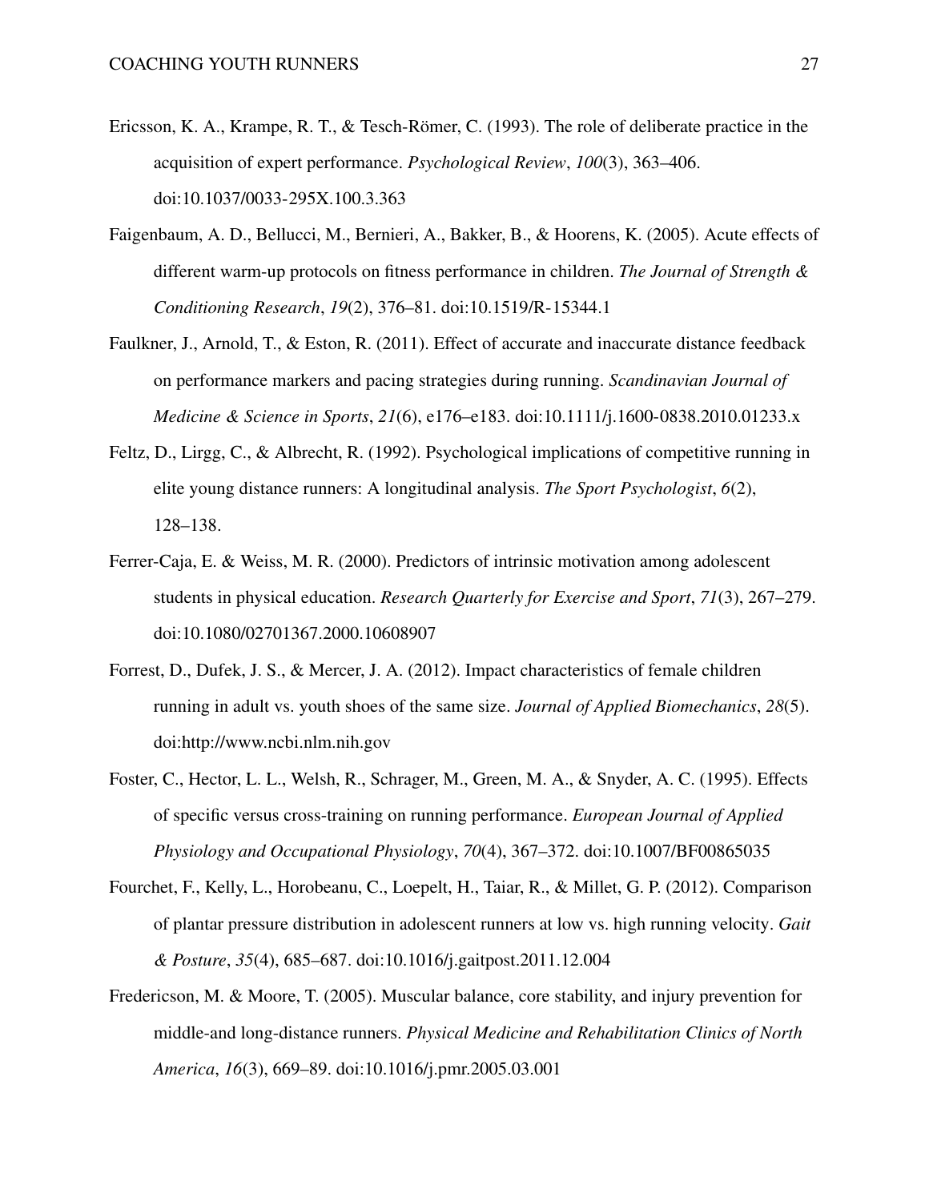Ericsson, K. A., Krampe, R. T., & Tesch-Römer, C. (1993). The role of deliberate practice in the acquisition of expert performance. *Psychological Review*, *100*(3), 363–406. doi:10.1037/0033-295X.100.3.363

Faigenbaum, A. D., Bellucci, M., Bernieri, A., Bakker, B., & Hoorens, K. (2005). Acute effects of different warm-up protocols on fitness performance in children. *The Journal of Strength & Conditioning Research*, *19*(2), 376–81. doi:10.1519/R-15344.1

Faulkner, J., Arnold, T., & Eston, R. (2011). Effect of accurate and inaccurate distance feedback on performance markers and pacing strategies during running. *Scandinavian Journal of Medicine & Science in Sports*, *21*(6), e176–e183. doi:10.1111/j.1600-0838.2010.01233.x

Feltz, D., Lirgg, C., & Albrecht, R. (1992). Psychological implications of competitive running in elite young distance runners: A longitudinal analysis. *The Sport Psychologist*, *6*(2), 128–138.

Ferrer-Caja, E. & Weiss, M. R. (2000). Predictors of intrinsic motivation among adolescent students in physical education. *Research Quarterly for Exercise and Sport*, *71*(3), 267–279. doi:10.1080/02701367.2000.10608907

Forrest, D., Dufek, J. S., & Mercer, J. A. (2012). Impact characteristics of female children running in adult vs. youth shoes of the same size. *Journal of Applied Biomechanics*, *28*(5). doi:http://www.ncbi.nlm.nih.gov

Foster, C., Hector, L. L., Welsh, R., Schrager, M., Green, M. A., & Snyder, A. C. (1995). Effects of specific versus cross-training on running performance. *European Journal of Applied Physiology and Occupational Physiology*, *70*(4), 367–372. doi:10.1007/BF00865035

Fourchet, F., Kelly, L., Horobeanu, C., Loepelt, H., Taiar, R., & Millet, G. P. (2012). Comparison of plantar pressure distribution in adolescent runners at low vs. high running velocity. *Gait & Posture*, *35*(4), 685–687. doi:10.1016/j.gaitpost.2011.12.004

Fredericson, M. & Moore, T. (2005). Muscular balance, core stability, and injury prevention for middle-and long-distance runners. *Physical Medicine and Rehabilitation Clinics of North America*, *16*(3), 669–89. doi:10.1016/j.pmr.2005.03.001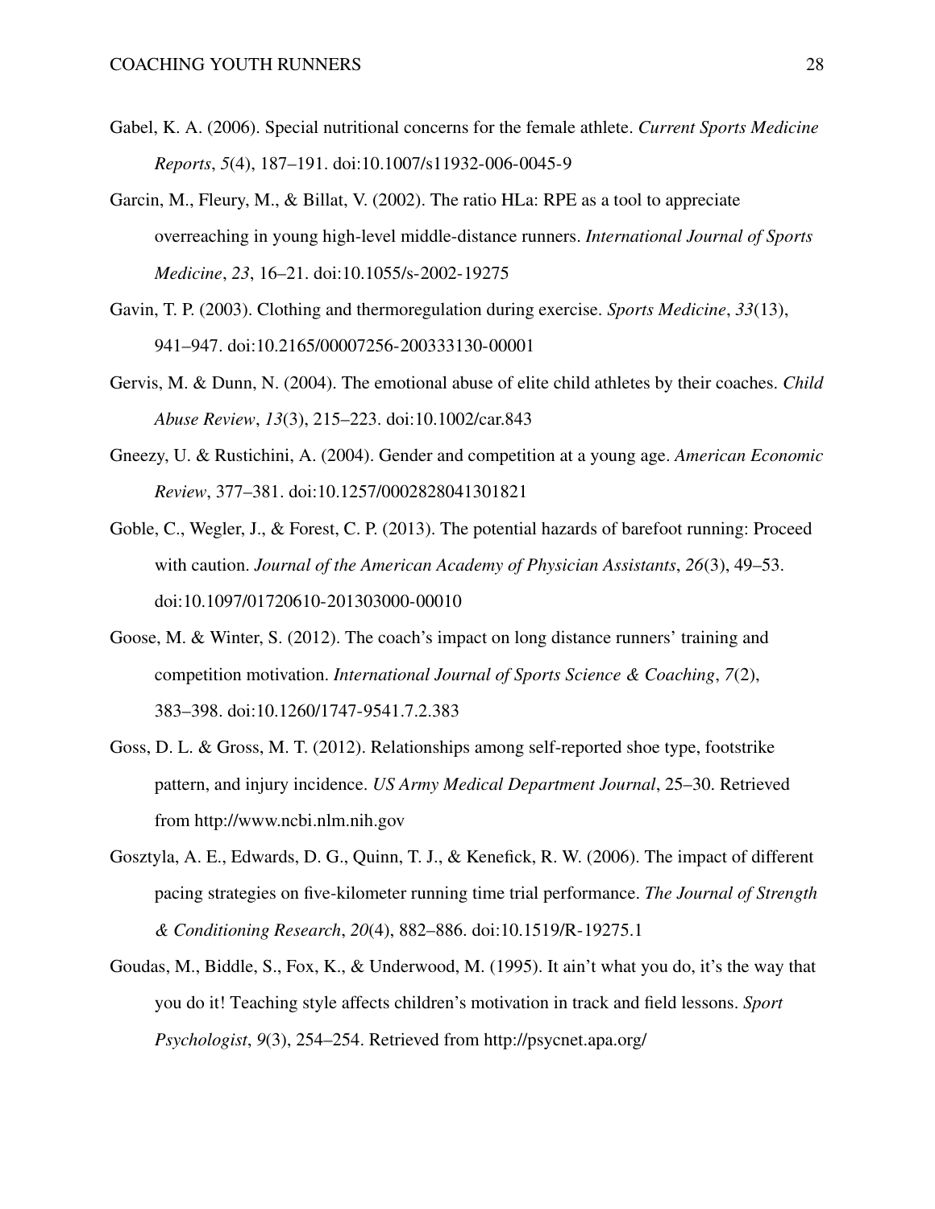Gabel, K. A. (2006). Special nutritional concerns for the female athlete. *Current Sports Medicine Reports*, *5*(4), 187–191. doi:10.1007/s11932-006-0045-9

Garcin, M., Fleury, M., & Billat, V. (2002). The ratio HLa: RPE as a tool to appreciate overreaching in young high-level middle-distance runners. *International Journal of Sports Medicine*, *23*, 16–21. doi:10.1055/s-2002-19275

Gavin, T. P. (2003). Clothing and thermoregulation during exercise. *Sports Medicine*, *33*(13), 941–947. doi:10.2165/00007256-200333130-00001

Gervis, M. & Dunn, N. (2004). The emotional abuse of elite child athletes by their coaches. *Child Abuse Review*, *13*(3), 215–223. doi:10.1002/car.843

Gneezy, U. & Rustichini, A. (2004). Gender and competition at a young age. *American Economic Review*, 377–381. doi:10.1257/0002828041301821

Goble, C., Wegler, J., & Forest, C. P. (2013). The potential hazards of barefoot running: Proceed with caution. *Journal of the American Academy of Physician Assistants*, *26*(3), 49–53. doi:10.1097/01720610-201303000-00010

Goose, M. & Winter, S. (2012). The coach's impact on long distance runners' training and competition motivation. *International Journal of Sports Science & Coaching*, *7*(2), 383–398. doi:10.1260/1747-9541.7.2.383

Goss, D. L. & Gross, M. T. (2012). Relationships among self-reported shoe type, footstrike pattern, and injury incidence. *US Army Medical Department Journal*, 25–30. Retrieved from http://www.ncbi.nlm.nih.gov

Gosztyla, A. E., Edwards, D. G., Quinn, T. J., & Kenefick, R. W. (2006). The impact of different pacing strategies on five-kilometer running time trial performance. *The Journal of Strength & Conditioning Research*, *20*(4), 882–886. doi:10.1519/R-19275.1

Goudas, M., Biddle, S., Fox, K., & Underwood, M. (1995). It ain't what you do, it's the way that you do it! Teaching style affects children's motivation in track and field lessons. *Sport Psychologist*, *9*(3), 254–254. Retrieved from http://psycnet.apa.org/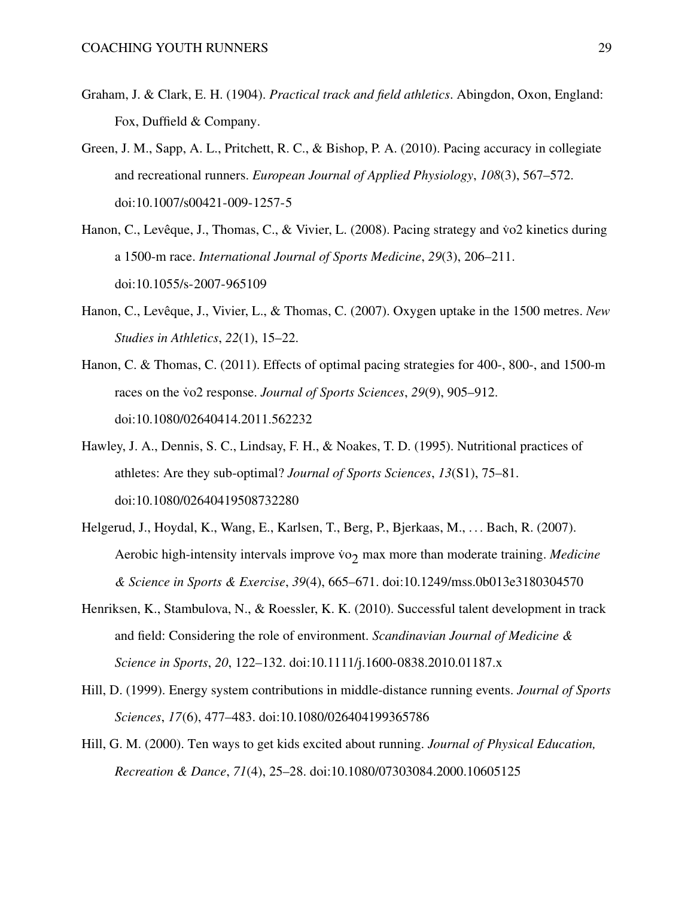Graham, J. & Clark, E. H. (1904). *Practical track and field athletics*. Abingdon, Oxon, England: Fox, Duffield & Company.

Green, J. M., Sapp, A. L., Pritchett, R. C., & Bishop, P. A. (2010). Pacing accuracy in collegiate and recreational runners. *European Journal of Applied Physiology*, *108*(3), 567–572. doi:10.1007/s00421-009-1257-5

Hanon, C., Levêque, J., Thomas, C., & Vivier, L. (2008). Pacing strategy and v̇o2 kinetics during a 1500-m race. *International Journal of Sports Medicine*, *29*(3), 206–211. doi:10.1055/s-2007-965109

Hanon, C., Levêque, J., Vivier, L., & Thomas, C. (2007). Oxygen uptake in the 1500 metres. *New Studies in Athletics*, *22*(1), 15–22.

Hanon, C. & Thomas, C. (2011). Effects of optimal pacing strategies for 400-, 800-, and 1500-m races on the v̇o2 response. *Journal of Sports Sciences*, *29*(9), 905–912. doi:10.1080/02640414.2011.562232

Hawley, J. A., Dennis, S. C., Lindsay, F. H., & Noakes, T. D. (1995). Nutritional practices of athletes: Are they sub-optimal? *Journal of Sports Sciences*, *13*(S1), 75–81. doi:10.1080/02640419508732280

Helgerud, J., Hoydal, K., Wang, E., Karlsen, T., Berg, P., Bjerkaas, M., … Bach, R. (2007). Aerobic high-intensity intervals improve $\dot{v}o_2$ max more than moderate training. *Medicine & Science in Sports & Exercise*, *39*(4), 665–671. doi:10.1249/mss.0b013e3180304570

Henriksen, K., Stambulova, N., & Roessler, K. K. (2010). Successful talent development in track and field: Considering the role of environment. *Scandinavian Journal of Medicine & Science in Sports*, *20*, 122–132. doi:10.1111/j.1600-0838.2010.01187.x

Hill, D. (1999). Energy system contributions in middle-distance running events. *Journal of Sports Sciences*, *17*(6), 477–483. doi:10.1080/026404199365786

Hill, G. M. (2000). Ten ways to get kids excited about running. *Journal of Physical Education, Recreation & Dance*, *71*(4), 25–28. doi:10.1080/07303084.2000.10605125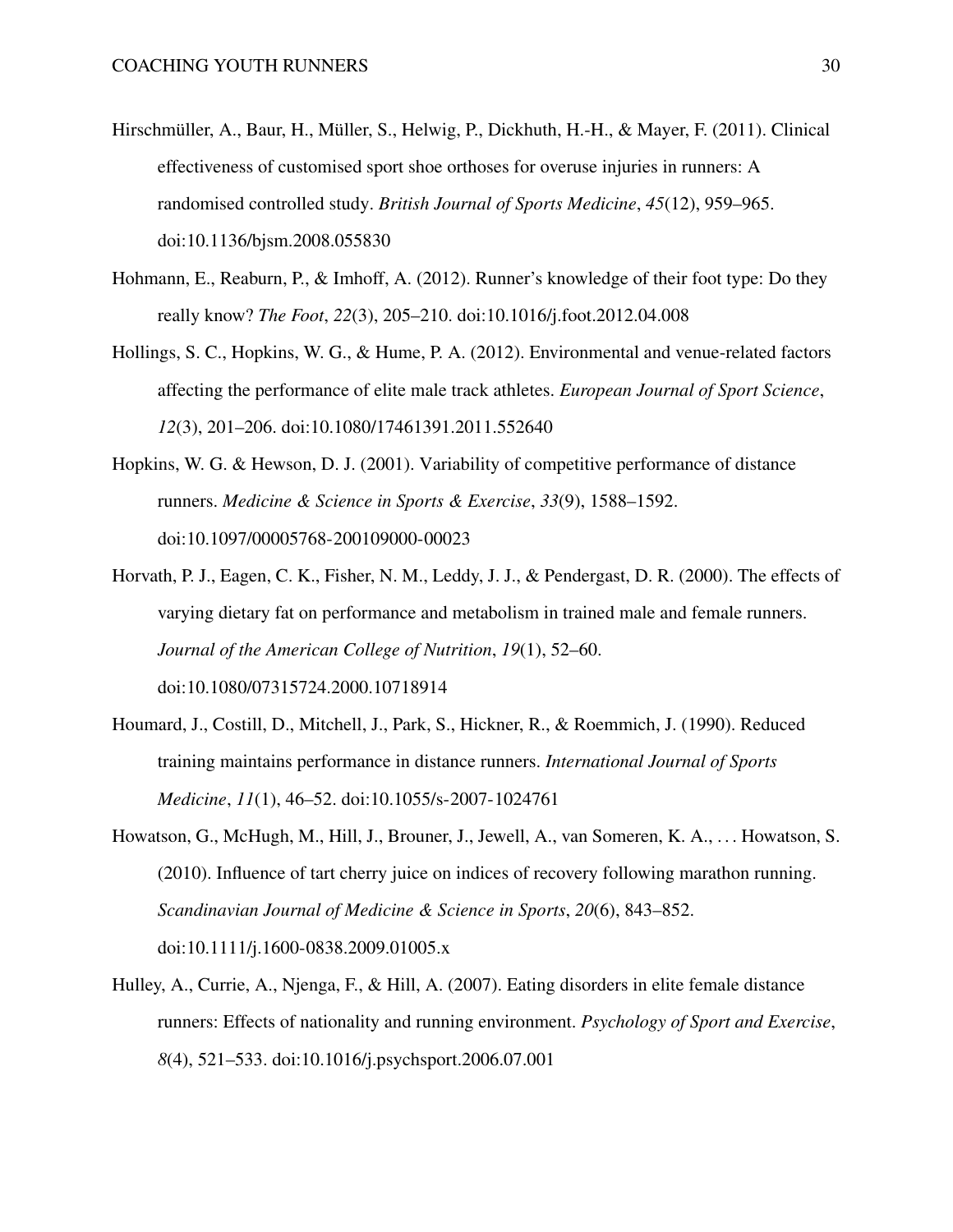Hirschmüller, A., Baur, H., Müller, S., Helwig, P., Dickhuth, H.-H., & Mayer, F. (2011). Clinical effectiveness of customised sport shoe orthoses for overuse injuries in runners: A randomised controlled study. *British Journal of Sports Medicine*, *45*(12), 959–965. doi:10.1136/bjsm.2008.055830

Hohmann, E., Reaburn, P., & Imhoff, A. (2012). Runner's knowledge of their foot type: Do they really know? *The Foot*, *22*(3), 205–210. doi:10.1016/j.foot.2012.04.008

Hollings, S. C., Hopkins, W. G., & Hume, P. A. (2012). Environmental and venue-related factors affecting the performance of elite male track athletes. *European Journal of Sport Science*, *12*(3), 201–206. doi:10.1080/17461391.2011.552640

Hopkins, W. G. & Hewson, D. J. (2001). Variability of competitive performance of distance runners. *Medicine & Science in Sports & Exercise*, *33*(9), 1588–1592. doi:10.1097/00005768-200109000-00023

Horvath, P. J., Eagen, C. K., Fisher, N. M., Leddy, J. J., & Pendergast, D. R. (2000). The effects of varying dietary fat on performance and metabolism in trained male and female runners. *Journal of the American College of Nutrition*, *19*(1), 52–60. doi:10.1080/07315724.2000.10718914

Houmard, J., Costill, D., Mitchell, J., Park, S., Hickner, R., & Roemmich, J. (1990). Reduced training maintains performance in distance runners. *International Journal of Sports Medicine*, *11*(1), 46–52. doi:10.1055/s-2007-1024761

Howatson, G., McHugh, M., Hill, J., Brouner, J., Jewell, A., van Someren, K. A., . . . Howatson, S. (2010). Influence of tart cherry juice on indices of recovery following marathon running. *Scandinavian Journal of Medicine & Science in Sports*, *20*(6), 843–852. doi:10.1111/j.1600-0838.2009.01005.x

Hulley, A., Currie, A., Njenga, F., & Hill, A. (2007). Eating disorders in elite female distance runners: Effects of nationality and running environment. *Psychology of Sport and Exercise*, *8*(4), 521–533. doi:10.1016/j.psychsport.2006.07.001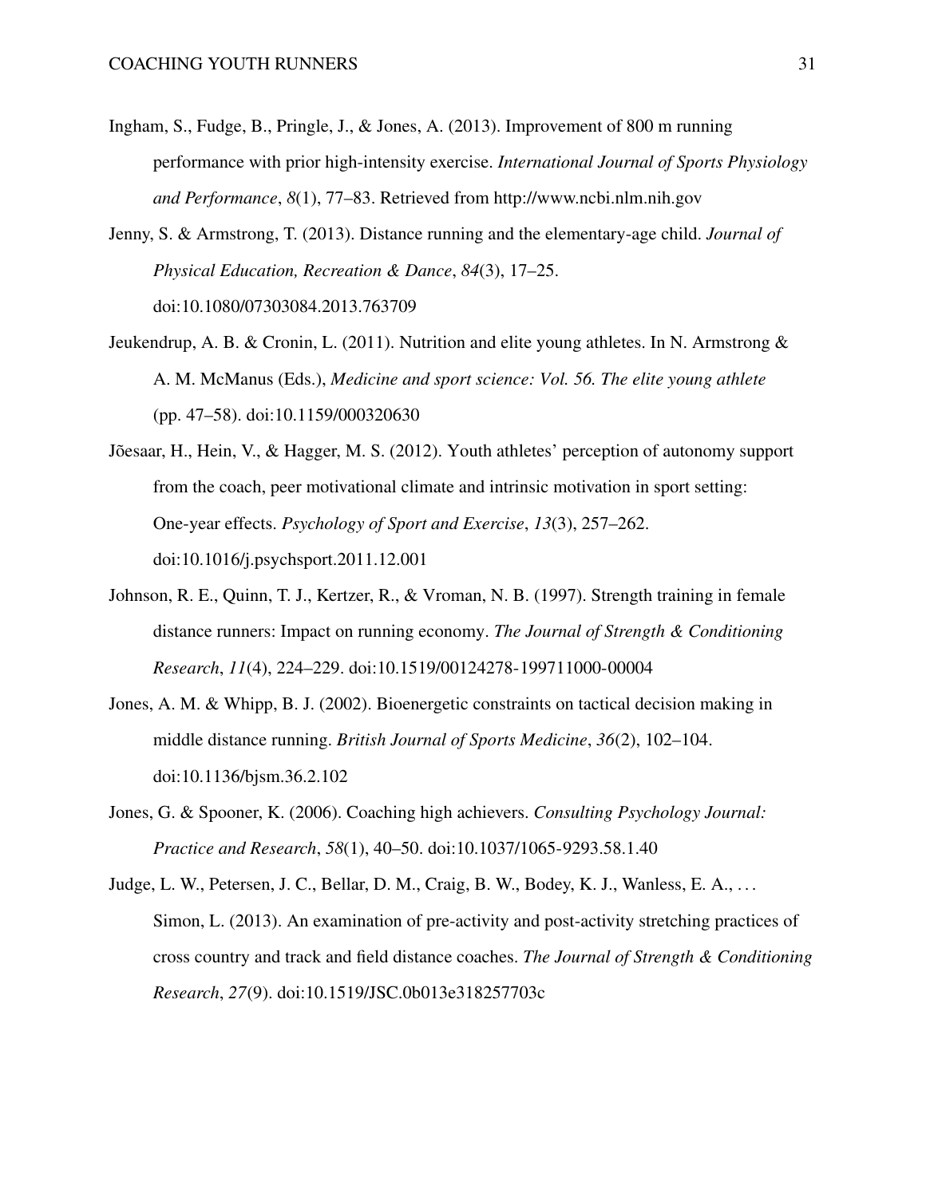Ingham, S., Fudge, B., Pringle, J., & Jones, A. (2013). Improvement of 800 m running performance with prior high-intensity exercise. *International Journal of Sports Physiology and Performance*, *8*(1), 77–83. Retrieved from http://www.ncbi.nlm.nih.gov

Jenny, S. & Armstrong, T. (2013). Distance running and the elementary-age child. *Journal of Physical Education, Recreation & Dance*, *84*(3), 17–25. doi:10.1080/07303084.2013.763709

Jeukendrup, A. B. & Cronin, L. (2011). Nutrition and elite young athletes. In N. Armstrong & A. M. McManus (Eds.), *Medicine and sport science: Vol. 56. The elite young athlete* (pp. 47–58). doi:10.1159/000320630

Jõesaar, H., Hein, V., & Hagger, M. S. (2012). Youth athletes' perception of autonomy support from the coach, peer motivational climate and intrinsic motivation in sport setting: One-year effects. *Psychology of Sport and Exercise*, *13*(3), 257–262. doi:10.1016/j.psychsport.2011.12.001

Johnson, R. E., Quinn, T. J., Kertzer, R., & Vroman, N. B. (1997). Strength training in female distance runners: Impact on running economy. *The Journal of Strength & Conditioning Research*, *11*(4), 224–229. doi:10.1519/00124278-199711000-00004

Jones, A. M. & Whipp, B. J. (2002). Bioenergetic constraints on tactical decision making in middle distance running. *British Journal of Sports Medicine*, *36*(2), 102–104. doi:10.1136/bjsm.36.2.102

Jones, G. & Spooner, K. (2006). Coaching high achievers. *Consulting Psychology Journal: Practice and Research*, *58*(1), 40–50. doi:10.1037/1065-9293.58.1.40

Judge, L. W., Petersen, J. C., Bellar, D. M., Craig, B. W., Bodey, K. J., Wanless, E. A., . . . Simon, L. (2013). An examination of pre-activity and post-activity stretching practices of cross country and track and field distance coaches. *The Journal of Strength & Conditioning Research*, *27*(9). doi:10.1519/JSC.0b013e318257703c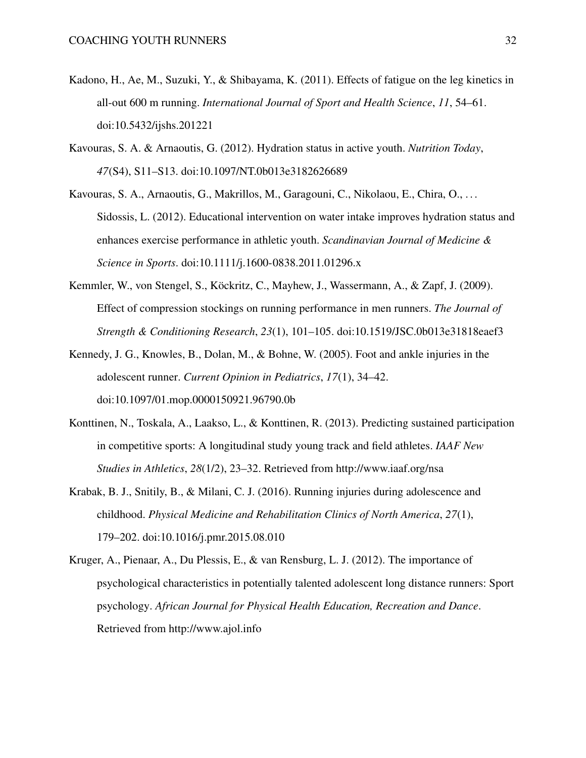Kadono, H., Ae, M., Suzuki, Y., & Shibayama, K. (2011). Effects of fatigue on the leg kinetics in all-out 600 m running. *International Journal of Sport and Health Science*, *11*, 54–61. doi:10.5432/ijshs.201221

Kavouras, S. A. & Arnaoutis, G. (2012). Hydration status in active youth. *Nutrition Today*, *47*(S4), S11–S13. doi:10.1097/NT.0b013e3182626689

Kavouras, S. A., Arnaoutis, G., Makrillos, M., Garagouni, C., Nikolaou, E., Chira, O., . . . Sidossis, L. (2012). Educational intervention on water intake improves hydration status and enhances exercise performance in athletic youth. *Scandinavian Journal of Medicine & Science in Sports*. doi:10.1111/j.1600-0838.2011.01296.x

Kemmler, W., von Stengel, S., Köckritz, C., Mayhew, J., Wassermann, A., & Zapf, J. (2009). Effect of compression stockings on running performance in men runners. *The Journal of Strength & Conditioning Research*, *23*(1), 101–105. doi:10.1519/JSC.0b013e31818eaef3

Kennedy, J. G., Knowles, B., Dolan, M., & Bohne, W. (2005). Foot and ankle injuries in the adolescent runner. *Current Opinion in Pediatrics*, *17*(1), 34–42. doi:10.1097/01.mop.0000150921.96790.0b

Konttinen, N., Toskala, A., Laakso, L., & Konttinen, R. (2013). Predicting sustained participation in competitive sports: A longitudinal study young track and field athletes. *IAAF New Studies in Athletics*, *28*(1/2), 23–32. Retrieved from http://www.iaaf.org/nsa

Krabak, B. J., Snitily, B., & Milani, C. J. (2016). Running injuries during adolescence and childhood. *Physical Medicine and Rehabilitation Clinics of North America*, *27*(1), 179–202. doi:10.1016/j.pmr.2015.08.010

Kruger, A., Pienaar, A., Du Plessis, E., & van Rensburg, L. J. (2012). The importance of psychological characteristics in potentially talented adolescent long distance runners: Sport psychology. *African Journal for Physical Health Education, Recreation and Dance*. Retrieved from http://www.ajol.info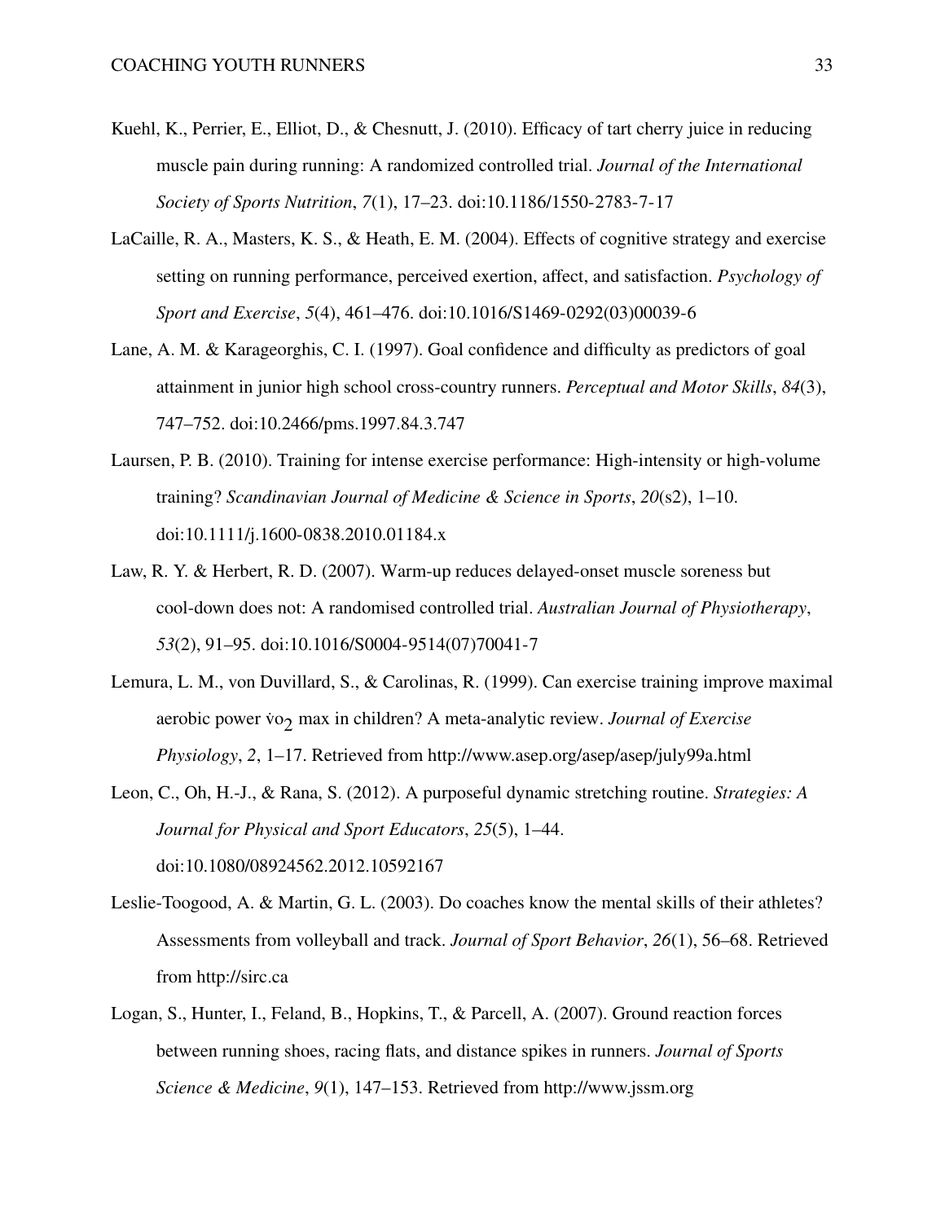Kuehl, K., Perrier, E., Elliot, D., & Chesnutt, J. (2010). Efficacy of tart cherry juice in reducing muscle pain during running: A randomized controlled trial. *Journal of the International Society of Sports Nutrition*, *7*(1), 17–23. doi:10.1186/1550-2783-7-17

LaCaille, R. A., Masters, K. S., & Heath, E. M. (2004). Effects of cognitive strategy and exercise setting on running performance, perceived exertion, affect, and satisfaction. *Psychology of Sport and Exercise*, *5*(4), 461–476. doi:10.1016/S1469-0292(03)00039-6

Lane, A. M. & Karageorghis, C. I. (1997). Goal confidence and difficulty as predictors of goal attainment in junior high school cross-country runners. *Perceptual and Motor Skills*, *84*(3), 747–752. doi:10.2466/pms.1997.84.3.747

Laursen, P. B. (2010). Training for intense exercise performance: High-intensity or high-volume training? *Scandinavian Journal of Medicine & Science in Sports*, *20*(s2), 1–10. doi:10.1111/j.1600-0838.2010.01184.x

Law, R. Y. & Herbert, R. D. (2007). Warm-up reduces delayed-onset muscle soreness but cool-down does not: A randomised controlled trial. *Australian Journal of Physiotherapy*, *53*(2), 91–95. doi:10.1016/S0004-9514(07)70041-7

Lemura, L. M., von Duvillard, S., & Carolinas, R. (1999). Can exercise training improve maximal aerobic power $\dot{v}o_2$ max in children? A meta-analytic review. *Journal of Exercise Physiology*, *2*, 1–17. Retrieved from http://www.asep.org/asep/asep/july99a.html

Leon, C., Oh, H.-J., & Rana, S. (2012). A purposeful dynamic stretching routine. *Strategies: A Journal for Physical and Sport Educators*, *25*(5), 1–44. doi:10.1080/08924562.2012.10592167

Leslie-Toogood, A. & Martin, G. L. (2003). Do coaches know the mental skills of their athletes? Assessments from volleyball and track. *Journal of Sport Behavior*, *26*(1), 56–68. Retrieved from http://sirc.ca

Logan, S., Hunter, I., Feland, B., Hopkins, T., & Parcell, A. (2007). Ground reaction forces between running shoes, racing flats, and distance spikes in runners. *Journal of Sports Science & Medicine*, *9*(1), 147–153. Retrieved from http://www.jssm.org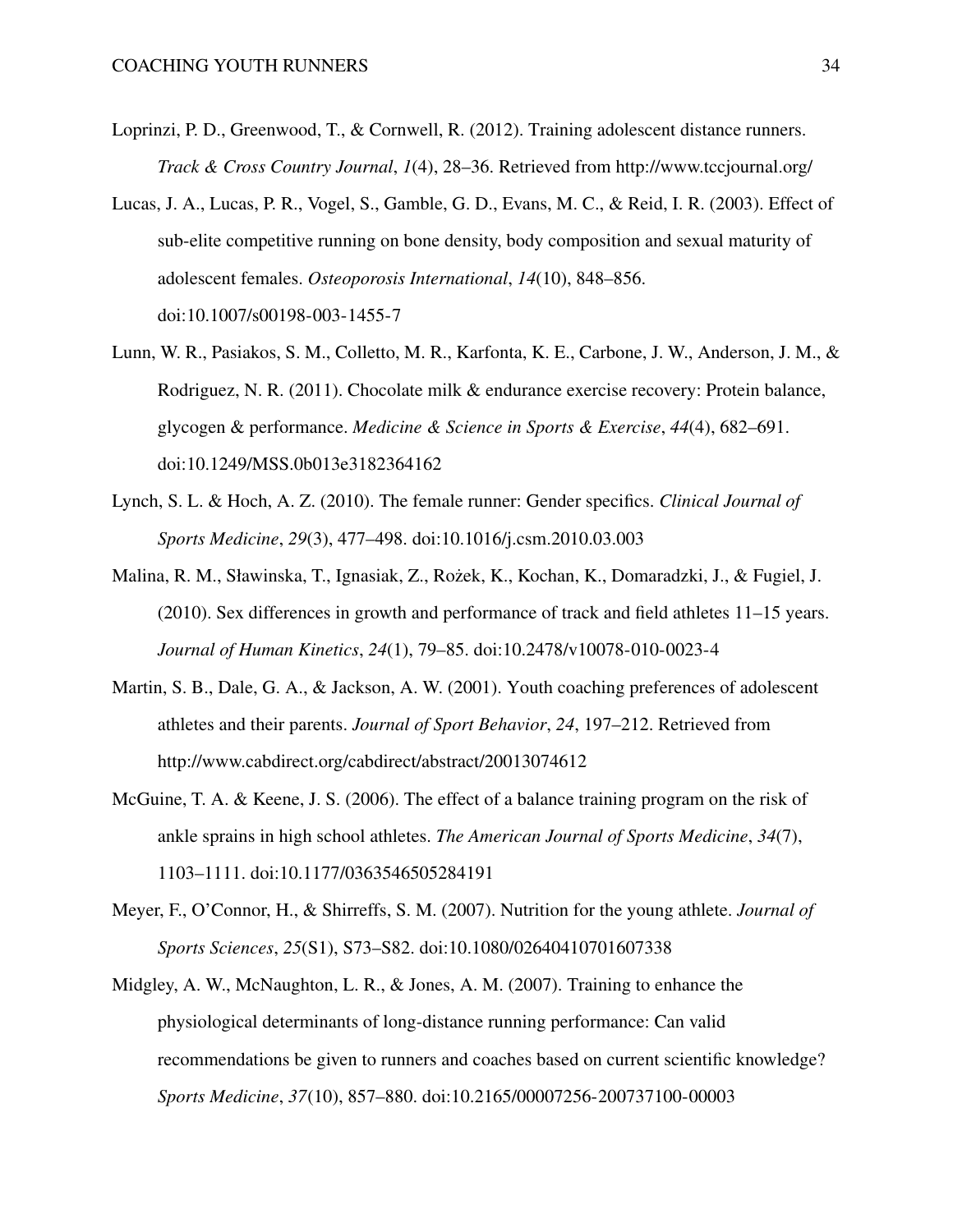Loprinzi, P. D., Greenwood, T., & Cornwell, R. (2012). Training adolescent distance runners. *Track & Cross Country Journal*, *1*(4), 28–36. Retrieved from http://www.tccjournal.org/

Lucas, J. A., Lucas, P. R., Vogel, S., Gamble, G. D., Evans, M. C., & Reid, I. R. (2003). Effect of sub-elite competitive running on bone density, body composition and sexual maturity of adolescent females. *Osteoporosis International*, *14*(10), 848–856. doi:10.1007/s00198-003-1455-7

Lunn, W. R., Pasiakos, S. M., Colletto, M. R., Karfonta, K. E., Carbone, J. W., Anderson, J. M., & Rodriguez, N. R. (2011). Chocolate milk & endurance exercise recovery: Protein balance, glycogen & performance. *Medicine & Science in Sports & Exercise*, *44*(4), 682–691. doi:10.1249/MSS.0b013e3182364162

Lynch, S. L. & Hoch, A. Z. (2010). The female runner: Gender specifics. *Clinical Journal of Sports Medicine*, *29*(3), 477–498. doi:10.1016/j.csm.2010.03.003

Malina, R. M., Sławinska, T., Ignasiak, Z., Rożek, K., Kochan, K., Domaradzki, J., & Fugiel, J. (2010). Sex differences in growth and performance of track and field athletes 11–15 years. *Journal of Human Kinetics*, *24*(1), 79–85. doi:10.2478/v10078-010-0023-4

Martin, S. B., Dale, G. A., & Jackson, A. W. (2001). Youth coaching preferences of adolescent athletes and their parents. *Journal of Sport Behavior*, *24*, 197–212. Retrieved from http://www.cabdirect.org/cabdirect/abstract/20013074612

McGuine, T. A. & Keene, J. S. (2006). The effect of a balance training program on the risk of ankle sprains in high school athletes. *The American Journal of Sports Medicine*, *34*(7), 1103–1111. doi:10.1177/0363546505284191

Meyer, F., O'Connor, H., & Shirreffs, S. M. (2007). Nutrition for the young athlete. *Journal of Sports Sciences*, *25*(S1), S73–S82. doi:10.1080/02640410701607338

Midgley, A. W., McNaughton, L. R., & Jones, A. M. (2007). Training to enhance the physiological determinants of long-distance running performance: Can valid recommendations be given to runners and coaches based on current scientific knowledge? *Sports Medicine*, *37*(10), 857–880. doi:10.2165/00007256-200737100-00003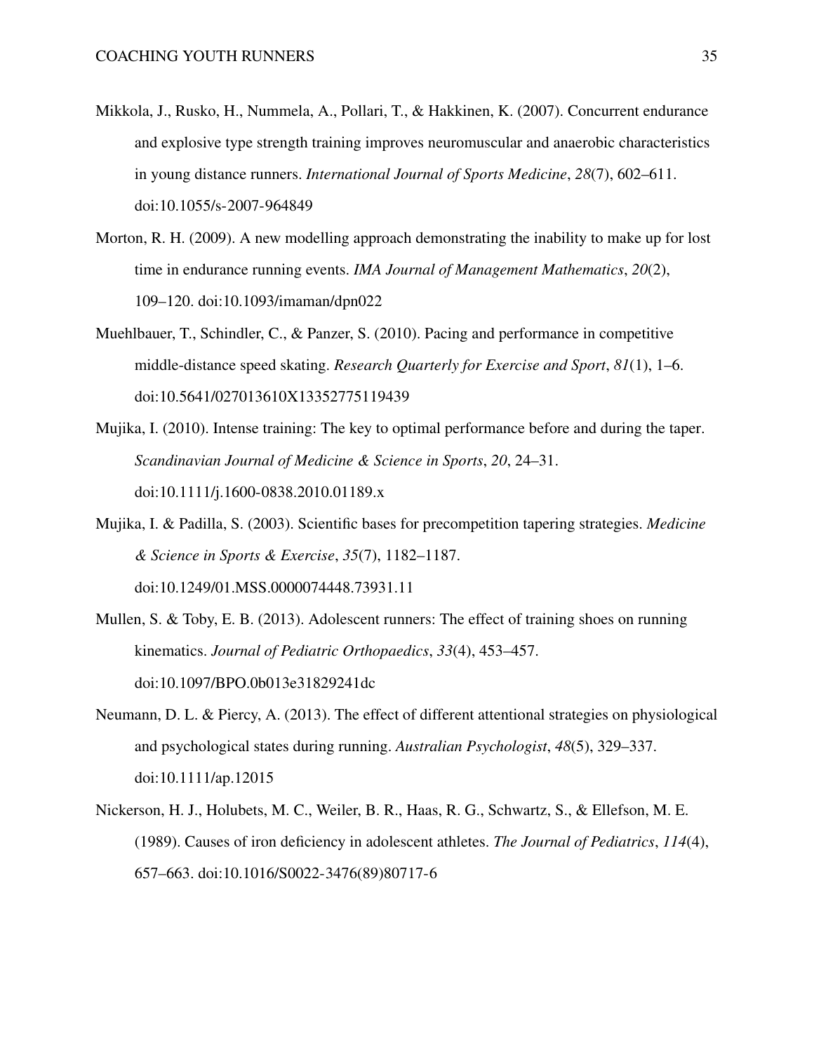Mikkola, J., Rusko, H., Nummela, A., Pollari, T., & Hakkinen, K. (2007). Concurrent endurance and explosive type strength training improves neuromuscular and anaerobic characteristics in young distance runners. *International Journal of Sports Medicine*, *28*(7), 602–611. doi:10.1055/s-2007-964849

Morton, R. H. (2009). A new modelling approach demonstrating the inability to make up for lost time in endurance running events. *IMA Journal of Management Mathematics*, *20*(2), 109–120. doi:10.1093/imaman/dpn022

Muehlbauer, T., Schindler, C., & Panzer, S. (2010). Pacing and performance in competitive middle-distance speed skating. *Research Quarterly for Exercise and Sport*, *81*(1), 1–6. doi:10.5641/027013610X13352775119439

Mujika, I. (2010). Intense training: The key to optimal performance before and during the taper. *Scandinavian Journal of Medicine & Science in Sports*, *20*, 24–31. doi:10.1111/j.1600-0838.2010.01189.x

Mujika, I. & Padilla, S. (2003). Scientific bases for precompetition tapering strategies. *Medicine & Science in Sports & Exercise*, *35*(7), 1182–1187. doi:10.1249/01.MSS.0000074448.73931.11

Mullen, S. & Toby, E. B. (2013). Adolescent runners: The effect of training shoes on running kinematics. *Journal of Pediatric Orthopaedics*, *33*(4), 453–457. doi:10.1097/BPO.0b013e31829241dc

Neumann, D. L. & Piercy, A. (2013). The effect of different attentional strategies on physiological and psychological states during running. *Australian Psychologist*, *48*(5), 329–337. doi:10.1111/ap.12015

Nickerson, H. J., Holubets, M. C., Weiler, B. R., Haas, R. G., Schwartz, S., & Ellefson, M. E. (1989). Causes of iron deficiency in adolescent athletes. *The Journal of Pediatrics*, *114*(4), 657–663. doi:10.1016/S0022-3476(89)80717-6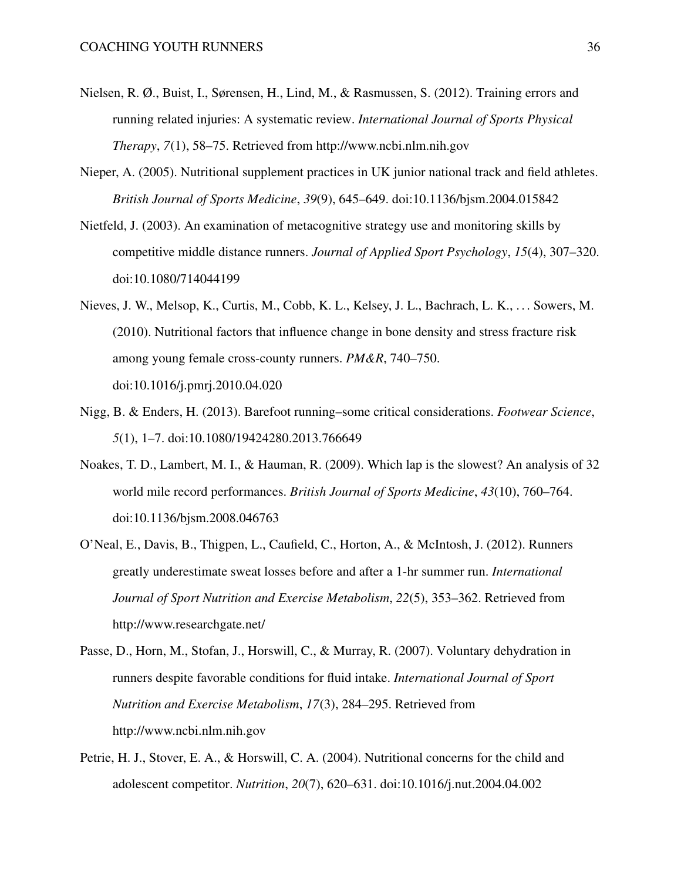Nielsen, R. Ø., Buist, I., Sørensen, H., Lind, M., & Rasmussen, S. (2012). Training errors and running related injuries: A systematic review. *International Journal of Sports Physical Therapy*, *7*(1), 58–75. Retrieved from http://www.ncbi.nlm.nih.gov

Nieper, A. (2005). Nutritional supplement practices in UK junior national track and field athletes. *British Journal of Sports Medicine*, *39*(9), 645–649. doi:10.1136/bjsm.2004.015842

Nietfeld, J. (2003). An examination of metacognitive strategy use and monitoring skills by competitive middle distance runners. *Journal of Applied Sport Psychology*, *15*(4), 307–320. doi:10.1080/714044199

Nieves, J. W., Melsop, K., Curtis, M., Cobb, K. L., Kelsey, J. L., Bachrach, L. K., . . . Sowers, M. (2010). Nutritional factors that influence change in bone density and stress fracture risk among young female cross-county runners. *PM&R*, 740–750. doi:10.1016/j.pmrj.2010.04.020

Nigg, B. & Enders, H. (2013). Barefoot running–some critical considerations. *Footwear Science*, *5*(1), 1–7. doi:10.1080/19424280.2013.766649

Noakes, T. D., Lambert, M. I., & Hauman, R. (2009). Which lap is the slowest? An analysis of 32 world mile record performances. *British Journal of Sports Medicine*, *43*(10), 760–764. doi:10.1136/bjsm.2008.046763

O'Neal, E., Davis, B., Thigpen, L., Caufield, C., Horton, A., & McIntosh, J. (2012). Runners greatly underestimate sweat losses before and after a 1-hr summer run. *International Journal of Sport Nutrition and Exercise Metabolism*, *22*(5), 353–362. Retrieved from http://www.researchgate.net/

Passe, D., Horn, M., Stofan, J., Horswill, C., & Murray, R. (2007). Voluntary dehydration in runners despite favorable conditions for fluid intake. *International Journal of Sport Nutrition and Exercise Metabolism*, *17*(3), 284–295. Retrieved from http://www.ncbi.nlm.nih.gov

Petrie, H. J., Stover, E. A., & Horswill, C. A. (2004). Nutritional concerns for the child and adolescent competitor. *Nutrition*, *20*(7), 620–631. doi:10.1016/j.nut.2004.04.002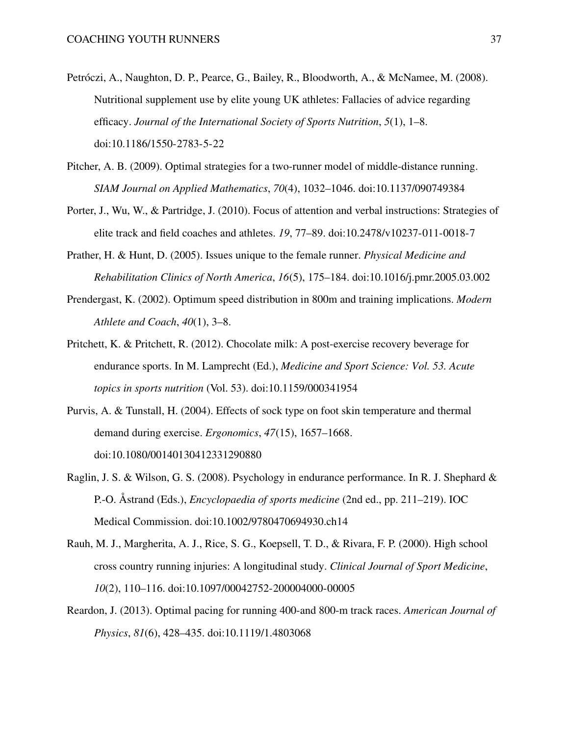Petróczi, A., Naughton, D. P., Pearce, G., Bailey, R., Bloodworth, A., & McNamee, M. (2008). Nutritional supplement use by elite young UK athletes: Fallacies of advice regarding efficacy. *Journal of the International Society of Sports Nutrition*, *5*(1), 1–8. doi:10.1186/1550-2783-5-22

Pitcher, A. B. (2009). Optimal strategies for a two-runner model of middle-distance running. *SIAM Journal on Applied Mathematics*, *70*(4), 1032–1046. doi:10.1137/090749384

Porter, J., Wu, W., & Partridge, J. (2010). Focus of attention and verbal instructions: Strategies of elite track and field coaches and athletes. *19*, 77–89. doi:10.2478/v10237-011-0018-7

Prather, H. & Hunt, D. (2005). Issues unique to the female runner. *Physical Medicine and Rehabilitation Clinics of North America*, *16*(5), 175–184. doi:10.1016/j.pmr.2005.03.002

Prendergast, K. (2002). Optimum speed distribution in 800m and training implications. *Modern Athlete and Coach*, *40*(1), 3–8.

Pritchett, K. & Pritchett, R. (2012). Chocolate milk: A post-exercise recovery beverage for endurance sports. In M. Lamprecht (Ed.), *Medicine and Sport Science: Vol. 53. Acute topics in sports nutrition* (Vol. 53). doi:10.1159/000341954

Purvis, A. & Tunstall, H. (2004). Effects of sock type on foot skin temperature and thermal demand during exercise. *Ergonomics*, *47*(15), 1657–1668. doi:10.1080/00140130412331290880

Raglin, J. S. & Wilson, G. S. (2008). Psychology in endurance performance. In R. J. Shephard & P.-O. Åstrand (Eds.), *Encyclopaedia of sports medicine* (2nd ed., pp. 211–219). IOC Medical Commission. doi:10.1002/9780470694930.ch14

Rauh, M. J., Margherita, A. J., Rice, S. G., Koepsell, T. D., & Rivara, F. P. (2000). High school cross country running injuries: A longitudinal study. *Clinical Journal of Sport Medicine*, *10*(2), 110–116. doi:10.1097/00042752-200004000-00005

Reardon, J. (2013). Optimal pacing for running 400-and 800-m track races. *American Journal of Physics*, *81*(6), 428–435. doi:10.1119/1.4803068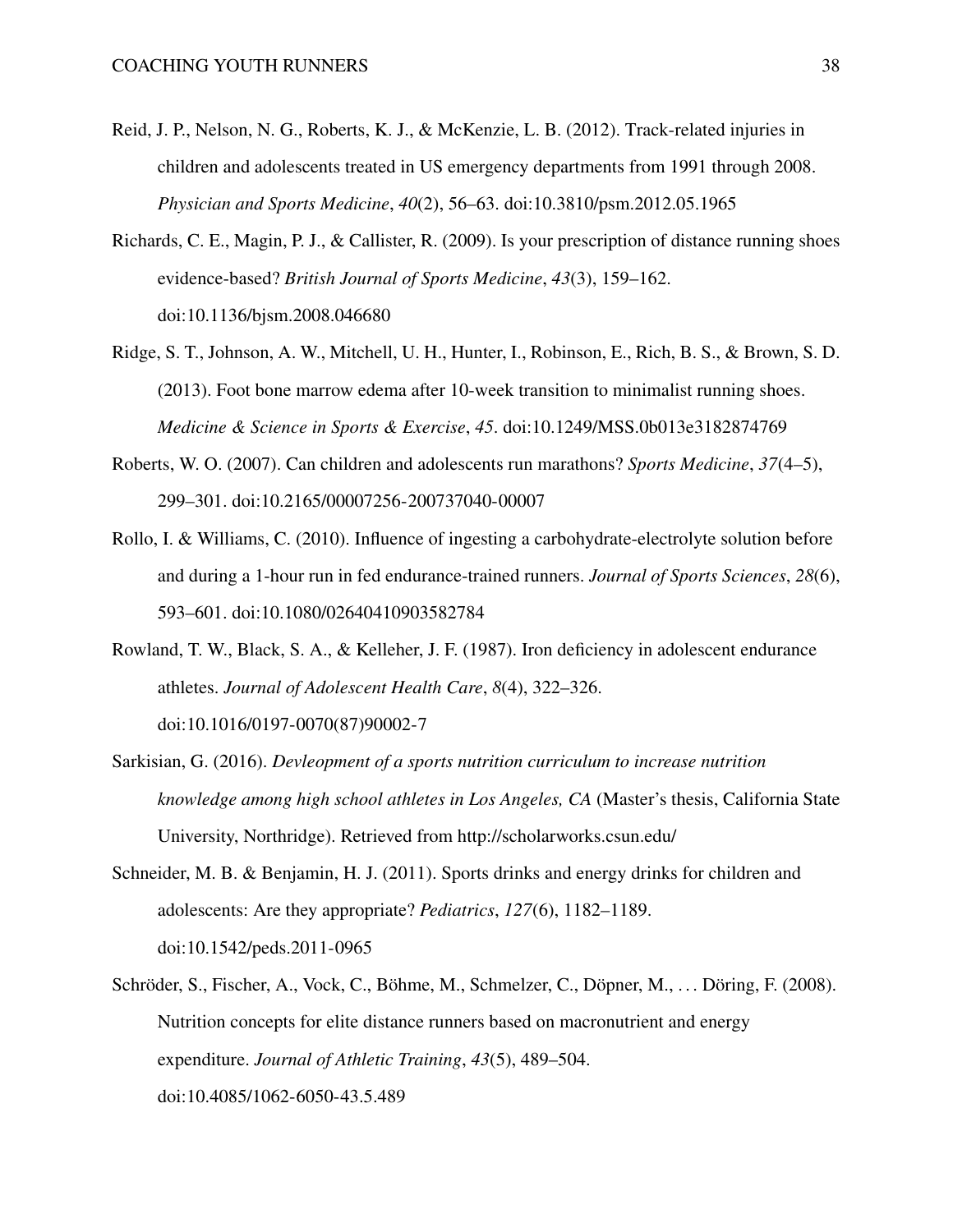Reid, J. P., Nelson, N. G., Roberts, K. J., & McKenzie, L. B. (2012). Track-related injuries in children and adolescents treated in US emergency departments from 1991 through 2008. *Physician and Sports Medicine*, *40*(2), 56–63. doi:10.3810/psm.2012.05.1965

Richards, C. E., Magin, P. J., & Callister, R. (2009). Is your prescription of distance running shoes evidence-based? *British Journal of Sports Medicine*, *43*(3), 159–162. doi:10.1136/bjsm.2008.046680

Ridge, S. T., Johnson, A. W., Mitchell, U. H., Hunter, I., Robinson, E., Rich, B. S., & Brown, S. D. (2013). Foot bone marrow edema after 10-week transition to minimalist running shoes. *Medicine & Science in Sports & Exercise*, *45*. doi:10.1249/MSS.0b013e3182874769

Roberts, W. O. (2007). Can children and adolescents run marathons? *Sports Medicine*, *37*(4–5), 299–301. doi:10.2165/00007256-200737040-00007

Rollo, I. & Williams, C. (2010). Influence of ingesting a carbohydrate-electrolyte solution before and during a 1-hour run in fed endurance-trained runners. *Journal of Sports Sciences*, *28*(6), 593–601. doi:10.1080/02640410903582784

Rowland, T. W., Black, S. A., & Kelleher, J. F. (1987). Iron deficiency in adolescent endurance athletes. *Journal of Adolescent Health Care*, *8*(4), 322–326. doi:10.1016/0197-0070(87)90002-7

Sarkisian, G. (2016). *Devleopment of a sports nutrition curriculum to increase nutrition knowledge among high school athletes in Los Angeles, CA* (Master's thesis, California State University, Northridge). Retrieved from http://scholarworks.csun.edu/

Schneider, M. B. & Benjamin, H. J. (2011). Sports drinks and energy drinks for children and adolescents: Are they appropriate? *Pediatrics*, *127*(6), 1182–1189. doi:10.1542/peds.2011-0965

Schröder, S., Fischer, A., Vock, C., Böhme, M., Schmelzer, C., Döpner, M., . . . Döring, F. (2008). Nutrition concepts for elite distance runners based on macronutrient and energy expenditure. *Journal of Athletic Training*, *43*(5), 489–504. doi:10.4085/1062-6050-43.5.489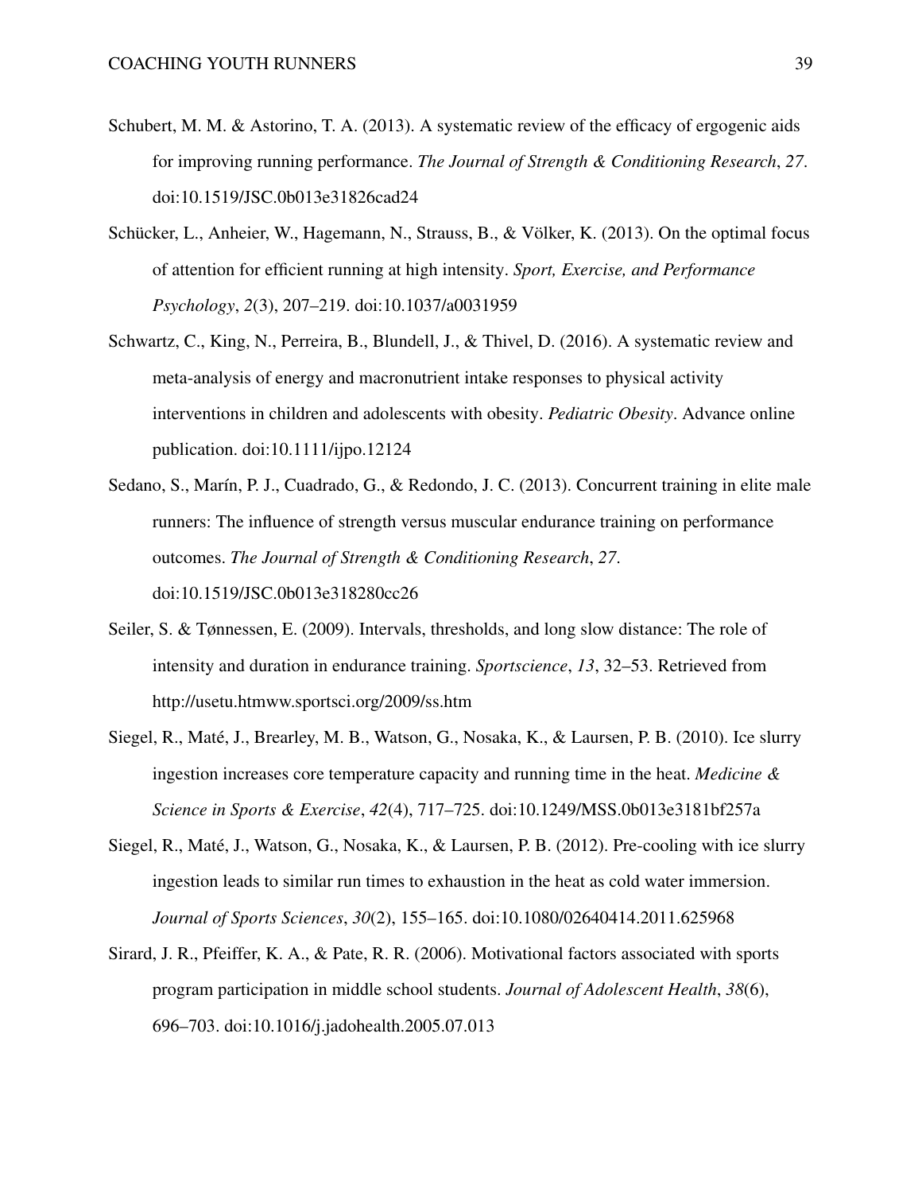Schubert, M. M. & Astorino, T. A. (2013). A systematic review of the efficacy of ergogenic aids for improving running performance. *The Journal of Strength & Conditioning Research*, *27*. doi:10.1519/JSC.0b013e31826cad24

Schücker, L., Anheier, W., Hagemann, N., Strauss, B., & Völker, K. (2013). On the optimal focus of attention for efficient running at high intensity. *Sport, Exercise, and Performance Psychology*, *2*(3), 207–219. doi:10.1037/a0031959

Schwartz, C., King, N., Perreira, B., Blundell, J., & Thivel, D. (2016). A systematic review and meta-analysis of energy and macronutrient intake responses to physical activity interventions in children and adolescents with obesity. *Pediatric Obesity*. Advance online publication. doi:10.1111/ijpo.12124

Sedano, S., Marín, P. J., Cuadrado, G., & Redondo, J. C. (2013). Concurrent training in elite male runners: The influence of strength versus muscular endurance training on performance outcomes. *The Journal of Strength & Conditioning Research*, *27*. doi:10.1519/JSC.0b013e318280cc26

Seiler, S. & Tønnessen, E. (2009). Intervals, thresholds, and long slow distance: The role of intensity and duration in endurance training. *Sportscience*, *13*, 32–53. Retrieved from http://usetu.htmww.sportsci.org/2009/ss.htm

Siegel, R., Maté, J., Brearley, M. B., Watson, G., Nosaka, K., & Laursen, P. B. (2010). Ice slurry ingestion increases core temperature capacity and running time in the heat. *Medicine & Science in Sports & Exercise*, *42*(4), 717–725. doi:10.1249/MSS.0b013e3181bf257a

Siegel, R., Maté, J., Watson, G., Nosaka, K., & Laursen, P. B. (2012). Pre-cooling with ice slurry ingestion leads to similar run times to exhaustion in the heat as cold water immersion. *Journal of Sports Sciences*, *30*(2), 155–165. doi:10.1080/02640414.2011.625968

Sirard, J. R., Pfeiffer, K. A., & Pate, R. R. (2006). Motivational factors associated with sports program participation in middle school students. *Journal of Adolescent Health*, *38*(6), 696–703. doi:10.1016/j.jadohealth.2005.07.013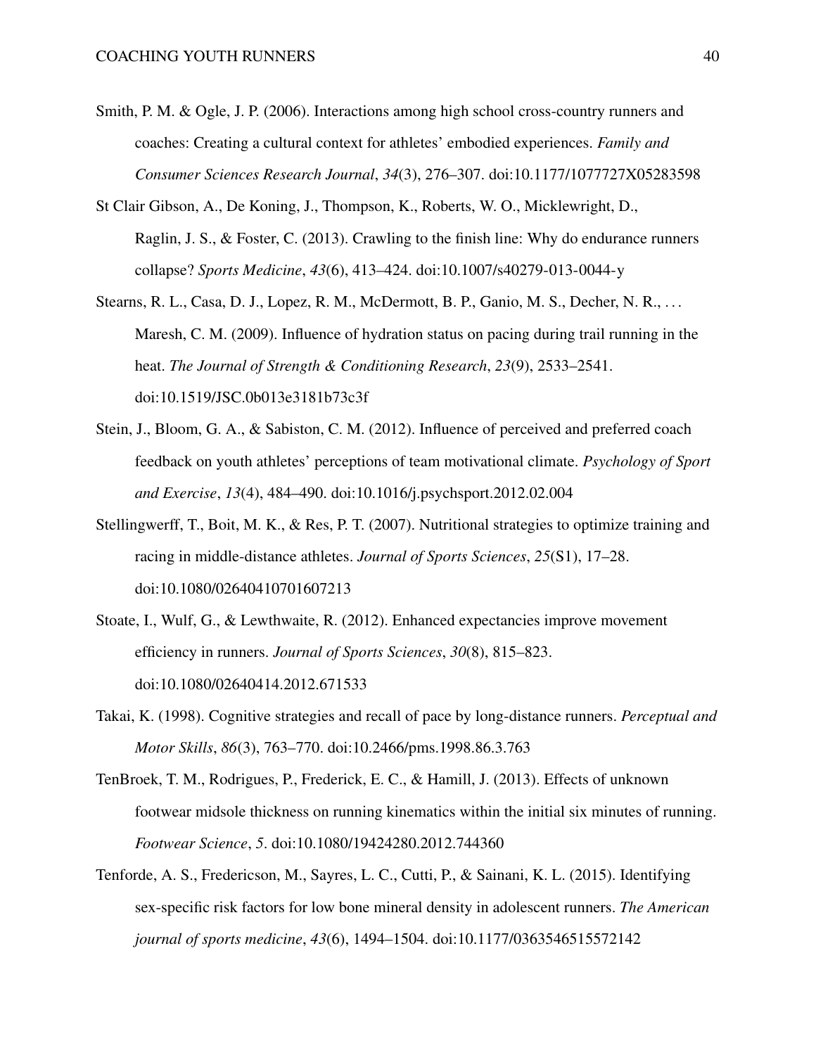Smith, P. M. & Ogle, J. P. (2006). Interactions among high school cross-country runners and coaches: Creating a cultural context for athletes' embodied experiences. *Family and Consumer Sciences Research Journal*, *34*(3), 276–307. doi:10.1177/1077727X05283598

St Clair Gibson, A., De Koning, J., Thompson, K., Roberts, W. O., Micklewright, D., Raglin, J. S., & Foster, C. (2013). Crawling to the finish line: Why do endurance runners collapse? *Sports Medicine*, *43*(6), 413–424. doi:10.1007/s40279-013-0044-y

Stearns, R. L., Casa, D. J., Lopez, R. M., McDermott, B. P., Ganio, M. S., Decher, N. R., . . . Maresh, C. M. (2009). Influence of hydration status on pacing during trail running in the heat. *The Journal of Strength & Conditioning Research*, *23*(9), 2533–2541. doi:10.1519/JSC.0b013e3181b73c3f

Stein, J., Bloom, G. A., & Sabiston, C. M. (2012). Influence of perceived and preferred coach feedback on youth athletes' perceptions of team motivational climate. *Psychology of Sport and Exercise*, *13*(4), 484–490. doi:10.1016/j.psychsport.2012.02.004

Stellingwerff, T., Boit, M. K., & Res, P. T. (2007). Nutritional strategies to optimize training and racing in middle-distance athletes. *Journal of Sports Sciences*, *25*(S1), 17–28. doi:10.1080/02640410701607213

Stoate, I., Wulf, G., & Lewthwaite, R. (2012). Enhanced expectancies improve movement efficiency in runners. *Journal of Sports Sciences*, *30*(8), 815–823. doi:10.1080/02640414.2012.671533

Takai, K. (1998). Cognitive strategies and recall of pace by long-distance runners. *Perceptual and Motor Skills*, *86*(3), 763–770. doi:10.2466/pms.1998.86.3.763

TenBroek, T. M., Rodrigues, P., Frederick, E. C., & Hamill, J. (2013). Effects of unknown footwear midsole thickness on running kinematics within the initial six minutes of running. *Footwear Science*, *5*. doi:10.1080/19424280.2012.744360

Tenforde, A. S., Fredericson, M., Sayres, L. C., Cutti, P., & Sainani, K. L. (2015). Identifying sex-specific risk factors for low bone mineral density in adolescent runners. *The American journal of sports medicine*, *43*(6), 1494–1504. doi:10.1177/0363546515572142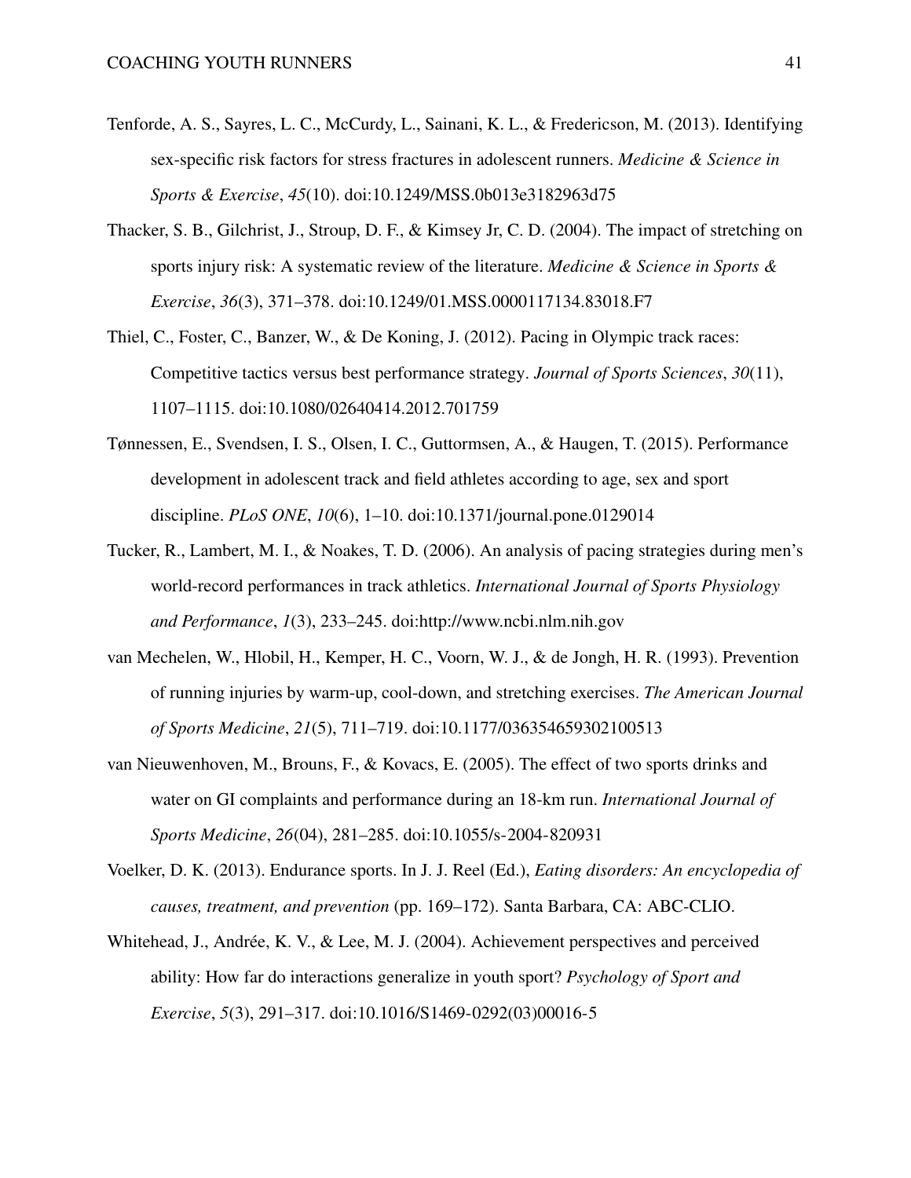Tenforde, A. S., Sayres, L. C., McCurdy, L., Sainani, K. L., & Fredericson, M. (2013). Identifying sex-specific risk factors for stress fractures in adolescent runners. *Medicine & Science in Sports & Exercise*, *45*(10). doi:10.1249/MSS.0b013e3182963d75

Thacker, S. B., Gilchrist, J., Stroup, D. F., & Kimsey Jr, C. D. (2004). The impact of stretching on sports injury risk: A systematic review of the literature. *Medicine & Science in Sports & Exercise*, *36*(3), 371–378. doi:10.1249/01.MSS.0000117134.83018.F7

Thiel, C., Foster, C., Banzer, W., & De Koning, J. (2012). Pacing in Olympic track races: Competitive tactics versus best performance strategy. *Journal of Sports Sciences*, *30*(11), 1107–1115. doi:10.1080/02640414.2012.701759

Tønnessen, E., Svendsen, I. S., Olsen, I. C., Guttormsen, A., & Haugen, T. (2015). Performance development in adolescent track and field athletes according to age, sex and sport discipline. *PLoS ONE*, *10*(6), 1–10. doi:10.1371/journal.pone.0129014

Tucker, R., Lambert, M. I., & Noakes, T. D. (2006). An analysis of pacing strategies during men's world-record performances in track athletics. *International Journal of Sports Physiology and Performance*, *1*(3), 233–245. doi:http://www.ncbi.nlm.nih.gov

van Mechelen, W., Hlobil, H., Kemper, H. C., Voorn, W. J., & de Jongh, H. R. (1993). Prevention of running injuries by warm-up, cool-down, and stretching exercises. *The American Journal of Sports Medicine*, *21*(5), 711–719. doi:10.1177/036354659302100513

van Nieuwenhoven, M., Brouns, F., & Kovacs, E. (2005). The effect of two sports drinks and water on GI complaints and performance during an 18-km run. *International Journal of Sports Medicine*, *26*(04), 281–285. doi:10.1055/s-2004-820931

Voelker, D. K. (2013). Endurance sports. In J. J. Reel (Ed.), *Eating disorders: An encyclopedia of causes, treatment, and prevention* (pp. 169–172). Santa Barbara, CA: ABC-CLIO.

Whitehead, J., Andrée, K. V., & Lee, M. J. (2004). Achievement perspectives and perceived ability: How far do interactions generalize in youth sport? *Psychology of Sport and Exercise*, *5*(3), 291–317. doi:10.1016/S1469-0292(03)00016-5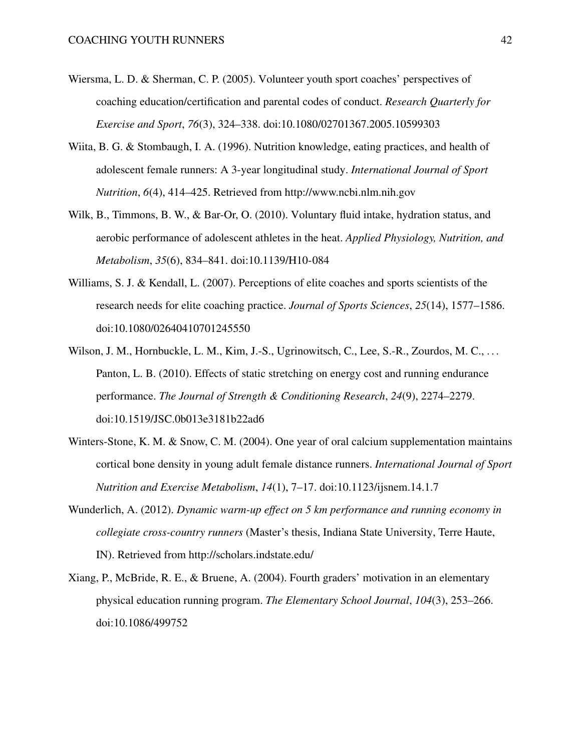Wiersma, L. D. & Sherman, C. P. (2005). Volunteer youth sport coaches' perspectives of coaching education/certification and parental codes of conduct. *Research Quarterly for Exercise and Sport*, *76*(3), 324–338. doi:10.1080/02701367.2005.10599303

Wiita, B. G. & Stombaugh, I. A. (1996). Nutrition knowledge, eating practices, and health of adolescent female runners: A 3-year longitudinal study. *International Journal of Sport Nutrition*, *6*(4), 414–425. Retrieved from http://www.ncbi.nlm.nih.gov

Wilk, B., Timmons, B. W., & Bar-Or, O. (2010). Voluntary fluid intake, hydration status, and aerobic performance of adolescent athletes in the heat. *Applied Physiology, Nutrition, and Metabolism*, *35*(6), 834–841. doi:10.1139/H10-084

Williams, S. J. & Kendall, L. (2007). Perceptions of elite coaches and sports scientists of the research needs for elite coaching practice. *Journal of Sports Sciences*, *25*(14), 1577–1586. doi:10.1080/02640410701245550

Wilson, J. M., Hornbuckle, L. M., Kim, J.-S., Ugrinowitsch, C., Lee, S.-R., Zourdos, M. C., . . . Panton, L. B. (2010). Effects of static stretching on energy cost and running endurance performance. *The Journal of Strength & Conditioning Research*, *24*(9), 2274–2279. doi:10.1519/JSC.0b013e3181b22ad6

Winters-Stone, K. M. & Snow, C. M. (2004). One year of oral calcium supplementation maintains cortical bone density in young adult female distance runners. *International Journal of Sport Nutrition and Exercise Metabolism*, *14*(1), 7–17. doi:10.1123/ijsnem.14.1.7

Wunderlich, A. (2012). *Dynamic warm-up effect on 5 km performance and running economy in collegiate cross-country runners* (Master's thesis, Indiana State University, Terre Haute, IN). Retrieved from http://scholars.indstate.edu/

Xiang, P., McBride, R. E., & Bruene, A. (2004). Fourth graders' motivation in an elementary physical education running program. *The Elementary School Journal*, *104*(3), 253–266. doi:10.1086/499752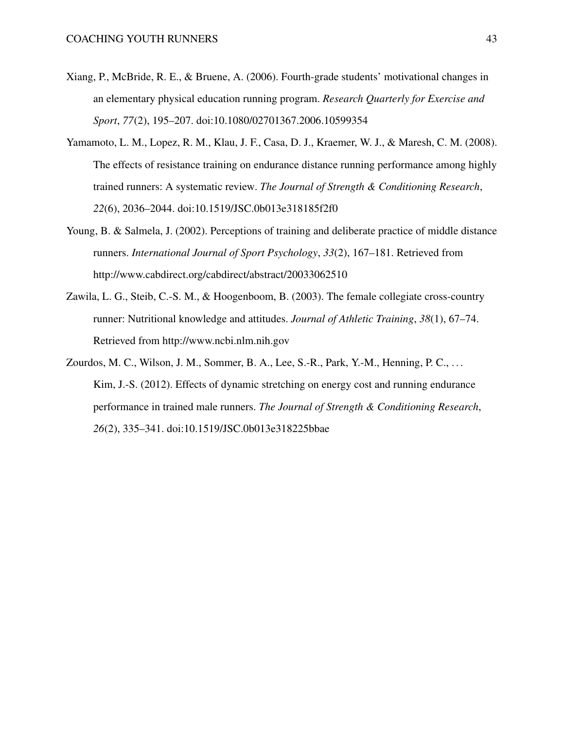Xiang, P., McBride, R. E., & Bruene, A. (2006). Fourth-grade students' motivational changes in an elementary physical education running program. *Research Quarterly for Exercise and Sport*, *77*(2), 195–207. doi:10.1080/02701367.2006.10599354

Yamamoto, L. M., Lopez, R. M., Klau, J. F., Casa, D. J., Kraemer, W. J., & Maresh, C. M. (2008). The effects of resistance training on endurance distance running performance among highly trained runners: A systematic review. *The Journal of Strength & Conditioning Research*, *22*(6), 2036–2044. doi:10.1519/JSC.0b013e318185f2f0

Young, B. & Salmela, J. (2002). Perceptions of training and deliberate practice of middle distance runners. *International Journal of Sport Psychology*, *33*(2), 167–181. Retrieved from http://www.cabdirect.org/cabdirect/abstract/20033062510

Zawila, L. G., Steib, C.-S. M., & Hoogenboom, B. (2003). The female collegiate cross-country runner: Nutritional knowledge and attitudes. *Journal of Athletic Training*, *38*(1), 67–74. Retrieved from http://www.ncbi.nlm.nih.gov

Zourdos, M. C., Wilson, J. M., Sommer, B. A., Lee, S.-R., Park, Y.-M., Henning, P. C., . . . Kim, J.-S. (2012). Effects of dynamic stretching on energy cost and running endurance performance in trained male runners. *The Journal of Strength & Conditioning Research*, *26*(2), 335–341. doi:10.1519/JSC.0b013e318225bbae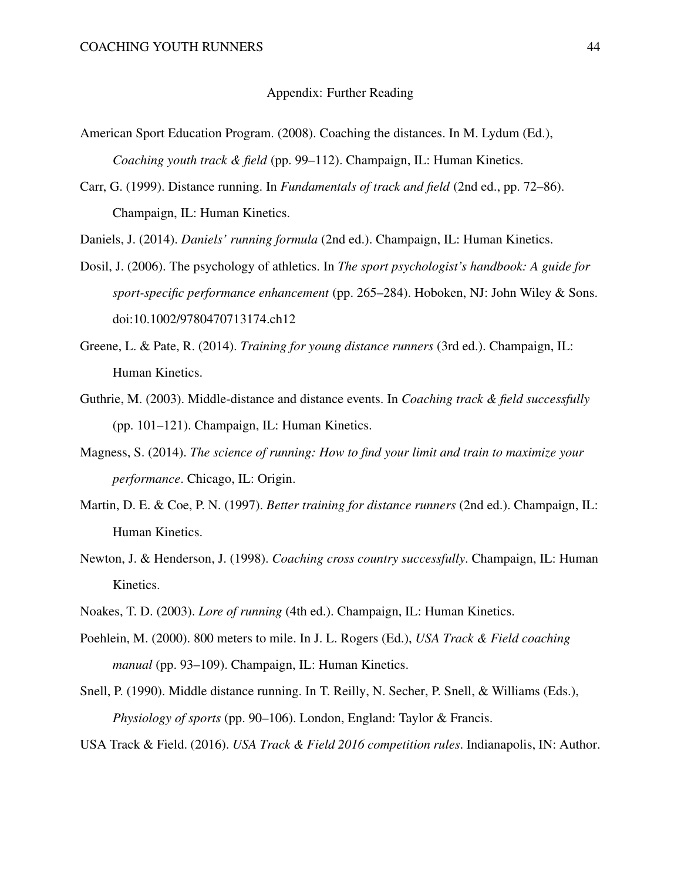## Appendix: Further Reading

American Sport Education Program. (2008). Coaching the distances. In M. Lydum (Ed.), *Coaching youth track & field* (pp. 99–112). Champaign, IL: Human Kinetics.

Carr, G. (1999). Distance running. In *Fundamentals of track and field* (2nd ed., pp. 72–86). Champaign, IL: Human Kinetics.

Daniels, J. (2014). *Daniels' running formula* (2nd ed.). Champaign, IL: Human Kinetics.

Dosil, J. (2006). The psychology of athletics. In *The sport psychologist's handbook: A guide for sport-specific performance enhancement* (pp. 265–284). Hoboken, NJ: John Wiley & Sons. doi:10.1002/9780470713174.ch12

Greene, L. & Pate, R. (2014). *Training for young distance runners* (3rd ed.). Champaign, IL: Human Kinetics.

Guthrie, M. (2003). Middle-distance and distance events. In *Coaching track & field successfully* (pp. 101–121). Champaign, IL: Human Kinetics.

Magness, S. (2014). *The science of running: How to find your limit and train to maximize your performance*. Chicago, IL: Origin.

Martin, D. E. & Coe, P. N. (1997). *Better training for distance runners* (2nd ed.). Champaign, IL: Human Kinetics.

Newton, J. & Henderson, J. (1998). *Coaching cross country successfully*. Champaign, IL: Human Kinetics.

Noakes, T. D. (2003). *Lore of running* (4th ed.). Champaign, IL: Human Kinetics.

Poehlein, M. (2000). 800 meters to mile. In J. L. Rogers (Ed.), *USA Track & Field coaching manual* (pp. 93–109). Champaign, IL: Human Kinetics.

Snell, P. (1990). Middle distance running. In T. Reilly, N. Secher, P. Snell, & Williams (Eds.), *Physiology of sports* (pp. 90–106). London, England: Taylor & Francis.

USA Track & Field. (2016). *USA Track & Field 2016 competition rules*. Indianapolis, IN: Author.